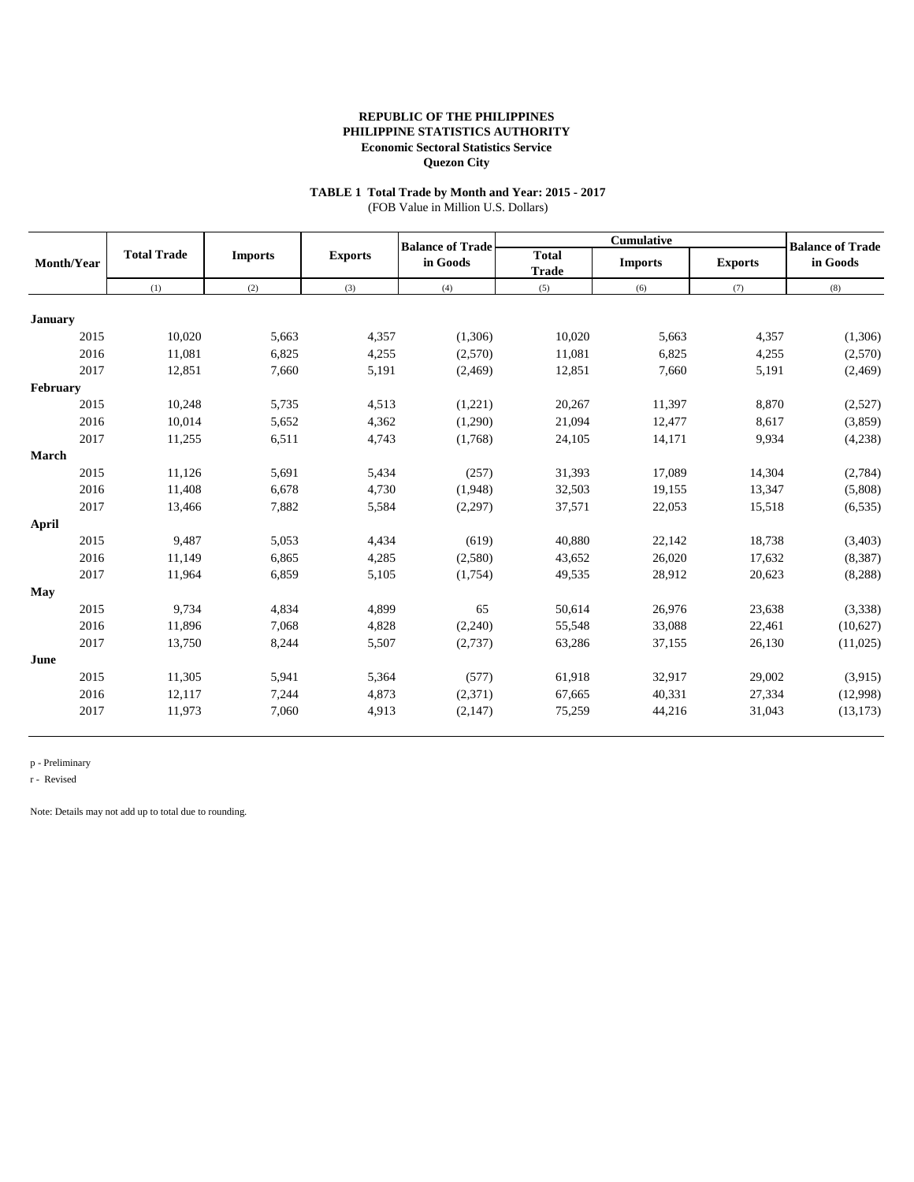**REPUBLIC OF THE PHILIPPINES**
**PHILIPPINE STATISTICS AUTHORITY**
**Economic Sectoral Statistics Service**
**Quezon City**

**TABLE 1 Total Trade by Month and Year: 2015 - 2017**
(FOB Value in Million U.S. Dollars)

| Month/Year | Total Trade | Imports | Exports | Balance of Trade in Goods | Cumulative | | | Balance of Trade in Goods |
|---|---|---|---|---|---|---|---|---|
| | | | | | Total Trade | Imports | Exports | |
| | (1) | (2) | (3) | (4) | (5) | (6) | (7) | (8) |
| **January** | | | | | | | | |
| 2015 | 10,020 | 5,663 | 4,357 | (1,306) | 10,020 | 5,663 | 4,357 | (1,306) |
| 2016 | 11,081 | 6,825 | 4,255 | (2,570) | 11,081 | 6,825 | 4,255 | (2,570) |
| 2017 | 12,851 | 7,660 | 5,191 | (2,469) | 12,851 | 7,660 | 5,191 | (2,469) |
| **February** | | | | | | | | |
| 2015 | 10,248 | 5,735 | 4,513 | (1,221) | 20,267 | 11,397 | 8,870 | (2,527) |
| 2016 | 10,014 | 5,652 | 4,362 | (1,290) | 21,094 | 12,477 | 8,617 | (3,859) |
| 2017 | 11,255 | 6,511 | 4,743 | (1,768) | 24,105 | 14,171 | 9,934 | (4,238) |
| **March** | | | | | | | | |
| 2015 | 11,126 | 5,691 | 5,434 | (257) | 31,393 | 17,089 | 14,304 | (2,784) |
| 2016 | 11,408 | 6,678 | 4,730 | (1,948) | 32,503 | 19,155 | 13,347 | (5,808) |
| 2017 | 13,466 | 7,882 | 5,584 | (2,297) | 37,571 | 22,053 | 15,518 | (6,535) |
| **April** | | | | | | | | |
| 2015 | 9,487 | 5,053 | 4,434 | (619) | 40,880 | 22,142 | 18,738 | (3,403) |
| 2016 | 11,149 | 6,865 | 4,285 | (2,580) | 43,652 | 26,020 | 17,632 | (8,387) |
| 2017 | 11,964 | 6,859 | 5,105 | (1,754) | 49,535 | 28,912 | 20,623 | (8,288) |
| **May** | | | | | | | | |
| 2015 | 9,734 | 4,834 | 4,899 | 65 | 50,614 | 26,976 | 23,638 | (3,338) |
| 2016 | 11,896 | 7,068 | 4,828 | (2,240) | 55,548 | 33,088 | 22,461 | (10,627) |
| 2017 | 13,750 | 8,244 | 5,507 | (2,737) | 63,286 | 37,155 | 26,130 | (11,025) |
| **June** | | | | | | | | |
| 2015 | 11,305 | 5,941 | 5,364 | (577) | 61,918 | 32,917 | 29,002 | (3,915) |
| 2016 | 12,117 | 7,244 | 4,873 | (2,371) | 67,665 | 40,331 | 27,334 | (12,998) |
| 2017 | 11,973 | 7,060 | 4,913 | (2,147) | 75,259 | 44,216 | 31,043 | (13,173) |

p - Preliminary

r - Revised

Note: Details may not add up to total due to rounding.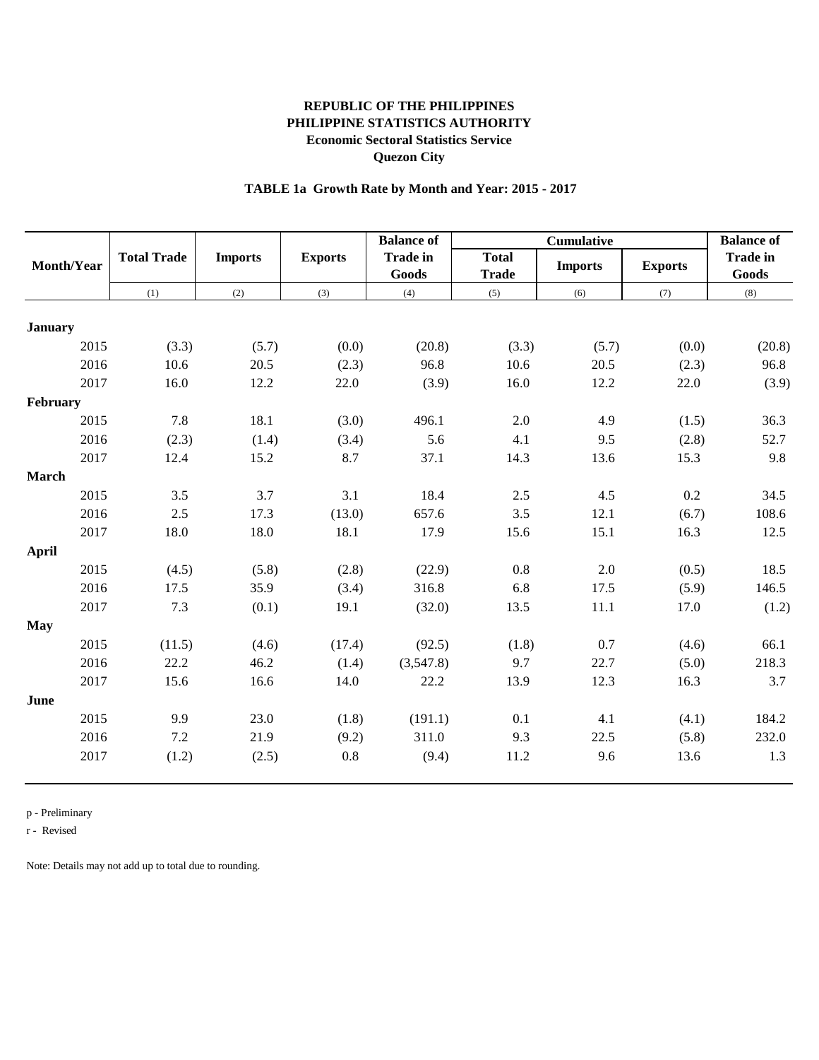**REPUBLIC OF THE PHILIPPINES**
**PHILIPPINE STATISTICS AUTHORITY**
**Economic Sectoral Statistics Service**
**Quezon City**

**TABLE 1a Growth Rate by Month and Year: 2015 - 2017**

| Month/Year | Total Trade | Imports | Exports | Balance of Trade in Goods | Cumulative | | | Balance of Trade in Goods |
|---|---|---|---|---|---|---|---|---|
| | | | | | Total Trade | Imports | Exports | |
| | (1) | (2) | (3) | (4) | (5) | (6) | (7) | (8) |
| **January** | | | | | | | | |
| 2015 | (3.3) | (5.7) | (0.0) | (20.8) | (3.3) | (5.7) | (0.0) | (20.8) |
| 2016 | 10.6 | 20.5 | (2.3) | 96.8 | 10.6 | 20.5 | (2.3) | 96.8 |
| 2017 | 16.0 | 12.2 | 22.0 | (3.9) | 16.0 | 12.2 | 22.0 | (3.9) |
| **February** | | | | | | | | |
| 2015 | 7.8 | 18.1 | (3.0) | 496.1 | 2.0 | 4.9 | (1.5) | 36.3 |
| 2016 | (2.3) | (1.4) | (3.4) | 5.6 | 4.1 | 9.5 | (2.8) | 52.7 |
| 2017 | 12.4 | 15.2 | 8.7 | 37.1 | 14.3 | 13.6 | 15.3 | 9.8 |
| **March** | | | | | | | | |
| 2015 | 3.5 | 3.7 | 3.1 | 18.4 | 2.5 | 4.5 | 0.2 | 34.5 |
| 2016 | 2.5 | 17.3 | (13.0) | 657.6 | 3.5 | 12.1 | (6.7) | 108.6 |
| 2017 | 18.0 | 18.0 | 18.1 | 17.9 | 15.6 | 15.1 | 16.3 | 12.5 |
| **April** | | | | | | | | |
| 2015 | (4.5) | (5.8) | (2.8) | (22.9) | 0.8 | 2.0 | (0.5) | 18.5 |
| 2016 | 17.5 | 35.9 | (3.4) | 316.8 | 6.8 | 17.5 | (5.9) | 146.5 |
| 2017 | 7.3 | (0.1) | 19.1 | (32.0) | 13.5 | 11.1 | 17.0 | (1.2) |
| **May** | | | | | | | | |
| 2015 | (11.5) | (4.6) | (17.4) | (92.5) | (1.8) | 0.7 | (4.6) | 66.1 |
| 2016 | 22.2 | 46.2 | (1.4) | (3,547.8) | 9.7 | 22.7 | (5.0) | 218.3 |
| 2017 | 15.6 | 16.6 | 14.0 | 22.2 | 13.9 | 12.3 | 16.3 | 3.7 |
| **June** | | | | | | | | |
| 2015 | 9.9 | 23.0 | (1.8) | (191.1) | 0.1 | 4.1 | (4.1) | 184.2 |
| 2016 | 7.2 | 21.9 | (9.2) | 311.0 | 9.3 | 22.5 | (5.8) | 232.0 |
| 2017 | (1.2) | (2.5) | 0.8 | (9.4) | 11.2 | 9.6 | 13.6 | 1.3 |

p - Preliminary

r - Revised

Note: Details may not add up to total due to rounding.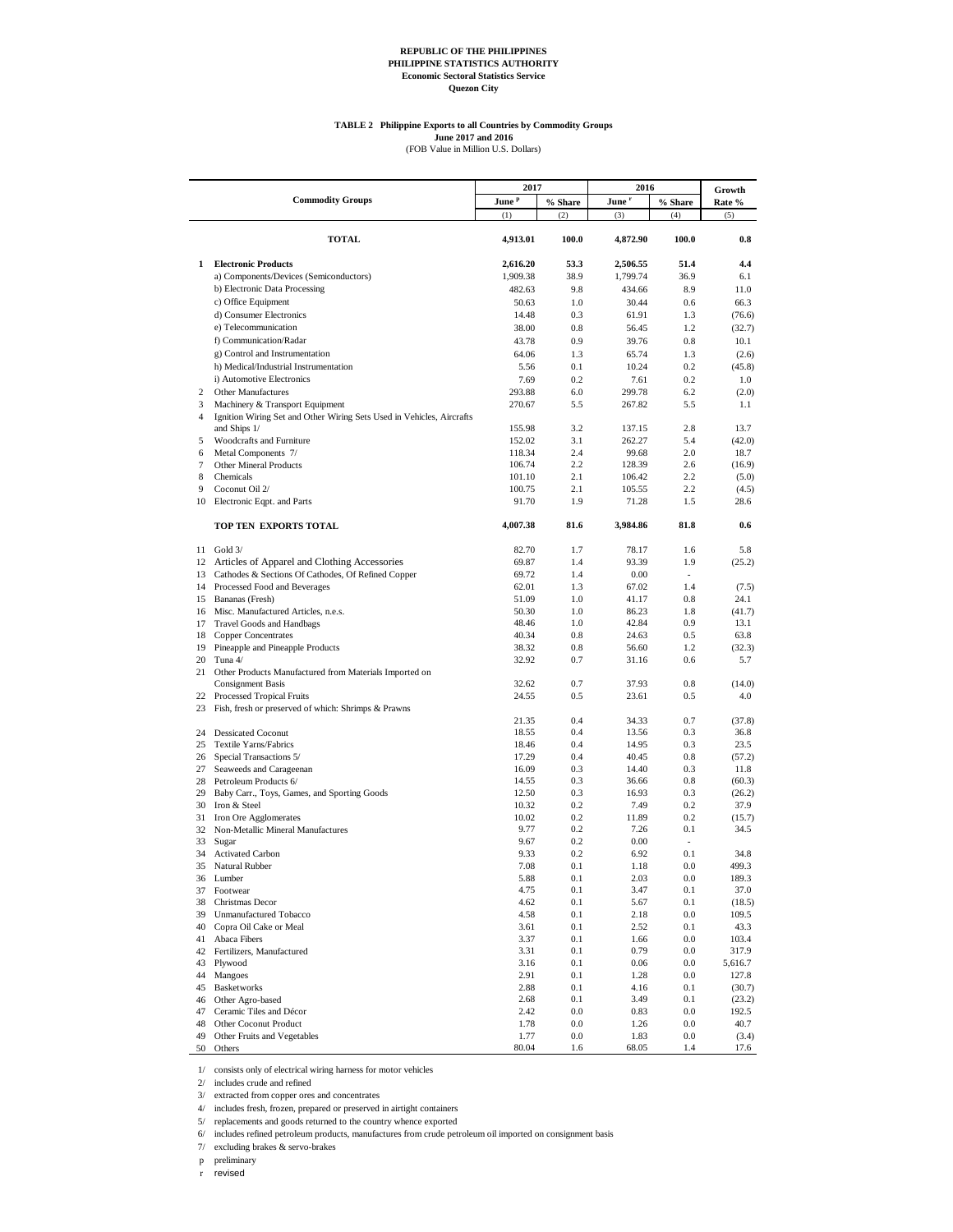**REPUBLIC OF THE PHILIPPINES**
**PHILIPPINE STATISTICS AUTHORITY**
**Economic Sectoral Statistics Service**
**Quezon City**

**TABLE 2 Philippine Exports to all Countries by Commodity Groups**
**June 2017 and 2016**
(FOB Value in Million U.S. Dollars)

| | Commodity Groups | 2017 June p | 2017 % Share | 2016 June r | 2016 % Share | Growth Rate % |
|---|---|---|---|---|---|---|
| | | (1) | (2) | (3) | (4) | (5) |
| | **TOTAL** | **4,913.01** | **100.0** | **4,872.90** | **100.0** | **0.8** |
| **1** | **Electronic Products** | **2,616.20** | **53.3** | **2,506.55** | **51.4** | **4.4** |
| | a) Components/Devices (Semiconductors) | 1,909.38 | 38.9 | 1,799.74 | 36.9 | 6.1 |
| | b) Electronic Data Processing | 482.63 | 9.8 | 434.66 | 8.9 | 11.0 |
| | c) Office Equipment | 50.63 | 1.0 | 30.44 | 0.6 | 66.3 |
| | d) Consumer Electronics | 14.48 | 0.3 | 61.91 | 1.3 | (76.6) |
| | e) Telecommunication | 38.00 | 0.8 | 56.45 | 1.2 | (32.7) |
| | f) Communication/Radar | 43.78 | 0.9 | 39.76 | 0.8 | 10.1 |
| | g) Control and Instrumentation | 64.06 | 1.3 | 65.74 | 1.3 | (2.6) |
| | h) Medical/Industrial Instrumentation | 5.56 | 0.1 | 10.24 | 0.2 | (45.8) |
| | i) Automotive Electronics | 7.69 | 0.2 | 7.61 | 0.2 | 1.0 |
| 2 | Other Manufactures | 293.88 | 6.0 | 299.78 | 6.2 | (2.0) |
| 3 | Machinery & Transport Equipment | 270.67 | 5.5 | 267.82 | 5.5 | 1.1 |
| 4 | Ignition Wiring Set and Other Wiring Sets Used in Vehicles, Aircrafts and Ships 1/ | 155.98 | 3.2 | 137.15 | 2.8 | 13.7 |
| 5 | Woodcrafts and Furniture | 152.02 | 3.1 | 262.27 | 5.4 | (42.0) |
| 6 | Metal Components 7/ | 118.34 | 2.4 | 99.68 | 2.0 | 18.7 |
| 7 | Other Mineral Products | 106.74 | 2.2 | 128.39 | 2.6 | (16.9) |
| 8 | Chemicals | 101.10 | 2.1 | 106.42 | 2.2 | (5.0) |
| 9 | Coconut Oil 2/ | 100.75 | 2.1 | 105.55 | 2.2 | (4.5) |
| 10 | Electronic Eqpt. and Parts | 91.70 | 1.9 | 71.28 | 1.5 | 28.6 |
| | **TOP TEN EXPORTS TOTAL** | **4,007.38** | **81.6** | **3,984.86** | **81.8** | **0.6** |
| 11 | Gold 3/ | 82.70 | 1.7 | 78.17 | 1.6 | 5.8 |
| 12 | Articles of Apparel and Clothing Accessories | 69.87 | 1.4 | 93.39 | 1.9 | (25.2) |
| 13 | Cathodes & Sections Of Cathodes, Of Refined Copper | 69.72 | 1.4 | 0.00 | - | |
| 14 | Processed Food and Beverages | 62.01 | 1.3 | 67.02 | 1.4 | (7.5) |
| 15 | Bananas (Fresh) | 51.09 | 1.0 | 41.17 | 0.8 | 24.1 |
| 16 | Misc. Manufactured Articles, n.e.s. | 50.30 | 1.0 | 86.23 | 1.8 | (41.7) |
| 17 | Travel Goods and Handbags | 48.46 | 1.0 | 42.84 | 0.9 | 13.1 |
| 18 | Copper Concentrates | 40.34 | 0.8 | 24.63 | 0.5 | 63.8 |
| 19 | Pineapple and Pineapple Products | 38.32 | 0.8 | 56.60 | 1.2 | (32.3) |
| 20 | Tuna 4/ | 32.92 | 0.7 | 31.16 | 0.6 | 5.7 |
| 21 | Other Products Manufactured from Materials Imported on Consignment Basis | 32.62 | 0.7 | 37.93 | 0.8 | (14.0) |
| 22 | Processed Tropical Fruits | 24.55 | 0.5 | 23.61 | 0.5 | 4.0 |
| 23 | Fish, fresh or preserved of which: Shrimps & Prawns | 21.35 | 0.4 | 34.33 | 0.7 | (37.8) |
| 24 | Dessicated Coconut | 18.55 | 0.4 | 13.56 | 0.3 | 36.8 |
| 25 | Textile Yarns/Fabrics | 18.46 | 0.4 | 14.95 | 0.3 | 23.5 |
| 26 | Special Transactions 5/ | 17.29 | 0.4 | 40.45 | 0.8 | (57.2) |
| 27 | Seaweeds and Carageenan | 16.09 | 0.3 | 14.40 | 0.3 | 11.8 |
| 28 | Petroleum Products 6/ | 14.55 | 0.3 | 36.66 | 0.8 | (60.3) |
| 29 | Baby Carr., Toys, Games, and Sporting Goods | 12.50 | 0.3 | 16.93 | 0.3 | (26.2) |
| 30 | Iron & Steel | 10.32 | 0.2 | 7.49 | 0.2 | 37.9 |
| 31 | Iron Ore Agglomerates | 10.02 | 0.2 | 11.89 | 0.2 | (15.7) |
| 32 | Non-Metallic Mineral Manufactures | 9.77 | 0.2 | 7.26 | 0.1 | 34.5 |
| 33 | Sugar | 9.67 | 0.2 | 0.00 | - | |
| 34 | Activated Carbon | 9.33 | 0.2 | 6.92 | 0.1 | 34.8 |
| 35 | Natural Rubber | 7.08 | 0.1 | 1.18 | 0.0 | 499.3 |
| 36 | Lumber | 5.88 | 0.1 | 2.03 | 0.0 | 189.3 |
| 37 | Footwear | 4.75 | 0.1 | 3.47 | 0.1 | 37.0 |
| 38 | Christmas Decor | 4.62 | 0.1 | 5.67 | 0.1 | (18.5) |
| 39 | Unmanufactured Tobacco | 4.58 | 0.1 | 2.18 | 0.0 | 109.5 |
| 40 | Copra Oil Cake or Meal | 3.61 | 0.1 | 2.52 | 0.1 | 43.3 |
| 41 | Abaca Fibers | 3.37 | 0.1 | 1.66 | 0.0 | 103.4 |
| 42 | Fertilizers, Manufactured | 3.31 | 0.1 | 0.79 | 0.0 | 317.9 |
| 43 | Plywood | 3.16 | 0.1 | 0.06 | 0.0 | 5,616.7 |
| 44 | Mangoes | 2.91 | 0.1 | 1.28 | 0.0 | 127.8 |
| 45 | Basketworks | 2.88 | 0.1 | 4.16 | 0.1 | (30.7) |
| 46 | Other Agro-based | 2.68 | 0.1 | 3.49 | 0.1 | (23.2) |
| 47 | Ceramic Tiles and Décor | 2.42 | 0.0 | 0.83 | 0.0 | 192.5 |
| 48 | Other Coconut Product | 1.78 | 0.0 | 1.26 | 0.0 | 40.7 |
| 49 | Other Fruits and Vegetables | 1.77 | 0.0 | 1.83 | 0.0 | (3.4) |
| 50 | Others | 80.04 | 1.6 | 68.05 | 1.4 | 17.6 |

1/ consists only of electrical wiring harness for motor vehicles
2/ includes crude and refined
3/ extracted from copper ores and concentrates
4/ includes fresh, frozen, prepared or preserved in airtight containers
5/ replacements and goods returned to the country whence exported
6/ includes refined petroleum products, manufactures from crude petroleum oil imported on consignment basis
7/ excluding brakes & servo-brakes
p preliminary
r revised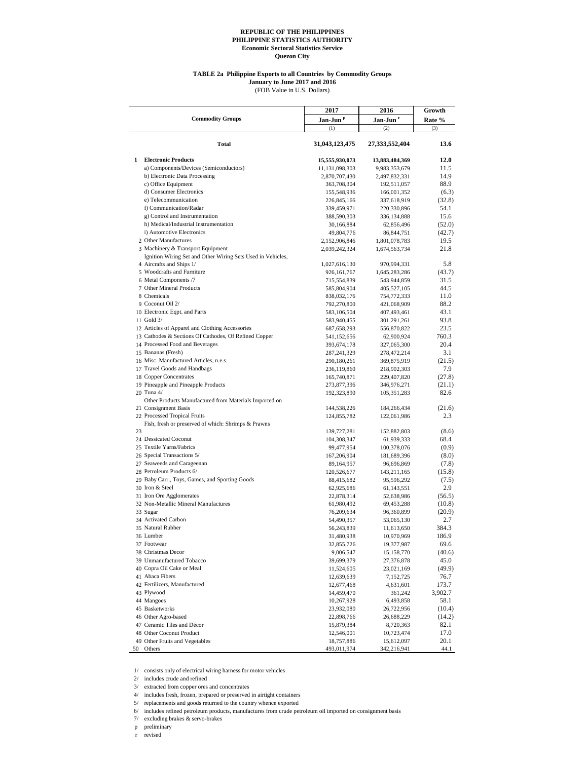**REPUBLIC OF THE PHILIPPINES**
**PHILIPPINE STATISTICS AUTHORITY**
**Economic Sectoral Statistics Service**
**Quezon City**

**TABLE 2a Philippine Exports to all Countries by Commodity Groups**
**January to June 2017 and 2016**
(FOB Value in U.S. Dollars)

| | Commodity Groups | 2017 Jan-Jun p | 2016 Jan-Jun r | Growth Rate % |
|---|---|---|---|---|
| | | (1) | (2) | (3) |
| | **Total** | **31,043,123,475** | **27,333,552,404** | **13.6** |
| **1** | **Electronic Products** | **15,555,930,073** | **13,883,484,369** | **12.0** |
| | a) Components/Devices (Semiconductors) | 11,131,098,303 | 9,983,353,679 | 11.5 |
| | b) Electronic Data Processing | 2,870,707,430 | 2,497,832,331 | 14.9 |
| | c) Office Equipment | 363,708,304 | 192,511,057 | 88.9 |
| | d) Consumer Electronics | 155,548,936 | 166,001,352 | (6.3) |
| | e) Telecommunication | 226,845,166 | 337,618,919 | (32.8) |
| | f) Communication/Radar | 339,459,971 | 220,330,896 | 54.1 |
| | g) Control and Instrumentation | 388,590,303 | 336,134,888 | 15.6 |
| | h) Medical/Industrial Instrumentation | 30,166,884 | 62,856,496 | (52.0) |
| | i) Automotive Electronics | 49,804,776 | 86,844,751 | (42.7) |
| 2 | Other Manufactures | 2,152,906,846 | 1,801,078,783 | 19.5 |
| 3 | Machinery & Transport Equipment | 2,039,242,324 | 1,674,563,734 | 21.8 |
| 4 | Ignition Wiring Set and Other Wiring Sets Used in Vehicles, Aircrafts and Ships 1/ | 1,027,616,130 | 970,994,331 | 5.8 |
| 5 | Woodcrafts and Furniture | 926,161,767 | 1,645,283,286 | (43.7) |
| 6 | Metal Components /7 | 715,554,839 | 543,944,859 | 31.5 |
| 7 | Other Mineral Products | 585,804,904 | 405,527,105 | 44.5 |
| 8 | Chemicals | 838,032,176 | 754,772,333 | 11.0 |
| 9 | Coconut Oil 2/ | 792,270,800 | 421,068,909 | 88.2 |
| 10 | Electronic Eqpt. and Parts | 583,106,504 | 407,493,461 | 43.1 |
| 11 | Gold 3/ | 583,940,455 | 301,291,261 | 93.8 |
| 12 | Articles of Apparel and Clothing Accessories | 687,658,293 | 556,870,822 | 23.5 |
| 13 | Cathodes & Sections Of Cathodes, Of Refined Copper | 541,152,656 | 62,900,924 | 760.3 |
| 14 | Processed Food and Beverages | 393,674,178 | 327,065,300 | 20.4 |
| 15 | Bananas (Fresh) | 287,241,329 | 278,472,214 | 3.1 |
| 16 | Misc. Manufactured Articles, n.e.s. | 290,180,261 | 369,875,919 | (21.5) |
| 17 | Travel Goods and Handbags | 236,119,860 | 218,902,303 | 7.9 |
| 18 | Copper Concentrates | 165,740,871 | 229,407,820 | (27.8) |
| 19 | Pineapple and Pineapple Products | 273,877,396 | 346,976,271 | (21.1) |
| 20 | Tuna 4/ | 192,323,890 | 105,351,283 | 82.6 |
| 21 | Other Products Manufactured from Materials Imported on Consignment Basis | 144,538,226 | 184,266,434 | (21.6) |
| 22 | Processed Tropical Fruits | 124,855,782 | 122,061,986 | 2.3 |
| 23 | Fish, fresh or preserved of which: Shrimps & Prawns | 139,727,281 | 152,882,803 | (8.6) |
| 24 | Dessicated Coconut | 104,308,347 | 61,939,333 | 68.4 |
| 25 | Textile Yarns/Fabrics | 99,477,954 | 100,378,076 | (0.9) |
| 26 | Special Transactions 5/ | 167,206,904 | 181,689,396 | (8.0) |
| 27 | Seaweeds and Carageenan | 89,164,957 | 96,696,869 | (7.8) |
| 28 | Petroleum Products 6/ | 120,526,677 | 143,211,165 | (15.8) |
| 29 | Baby Carr., Toys, Games, and Sporting Goods | 88,415,682 | 95,596,292 | (7.5) |
| 30 | Iron & Steel | 62,925,686 | 61,143,551 | 2.9 |
| 31 | Iron Ore Agglomerates | 22,878,314 | 52,638,986 | (56.5) |
| 32 | Non-Metallic Mineral Manufactures | 61,980,492 | 69,453,288 | (10.8) |
| 33 | Sugar | 76,209,634 | 96,360,899 | (20.9) |
| 34 | Activated Carbon | 54,490,357 | 53,065,130 | 2.7 |
| 35 | Natural Rubber | 56,243,839 | 11,613,650 | 384.3 |
| 36 | Lumber | 31,480,938 | 10,970,969 | 186.9 |
| 37 | Footwear | 32,855,726 | 19,377,987 | 69.6 |
| 38 | Christmas Decor | 9,006,547 | 15,158,770 | (40.6) |
| 39 | Unmanufactured Tobacco | 39,699,379 | 27,376,878 | 45.0 |
| 40 | Copra Oil Cake or Meal | 11,524,605 | 23,021,169 | (49.9) |
| 41 | Abaca Fibers | 12,639,639 | 7,152,725 | 76.7 |
| 42 | Fertilizers, Manufactured | 12,677,468 | 4,631,601 | 173.7 |
| 43 | Plywood | 14,459,470 | 361,242 | 3,902.7 |
| 44 | Mangoes | 10,267,928 | 6,493,858 | 58.1 |
| 45 | Basketworks | 23,932,080 | 26,722,956 | (10.4) |
| 46 | Other Agro-based | 22,898,766 | 26,688,229 | (14.2) |
| 47 | Ceramic Tiles and Décor | 15,879,384 | 8,720,363 | 82.1 |
| 48 | Other Coconut Product | 12,546,001 | 10,723,474 | 17.0 |
| 49 | Other Fruits and Vegetables | 18,757,886 | 15,612,097 | 20.1 |
| 50 | Others | 493,011,974 | 342,216,941 | 44.1 |

1/ consists only of electrical wiring harness for motor vehicles
2/ includes crude and refined
3/ extracted from copper ores and concentrates
4/ includes fresh, frozen, prepared or preserved in airtight containers
5/ replacements and goods returned to the country whence exported
6/ includes refined petroleum products, manufactures from crude petroleum oil imported on consignment basis
7/ excluding brakes & servo-brakes
p preliminary
r revised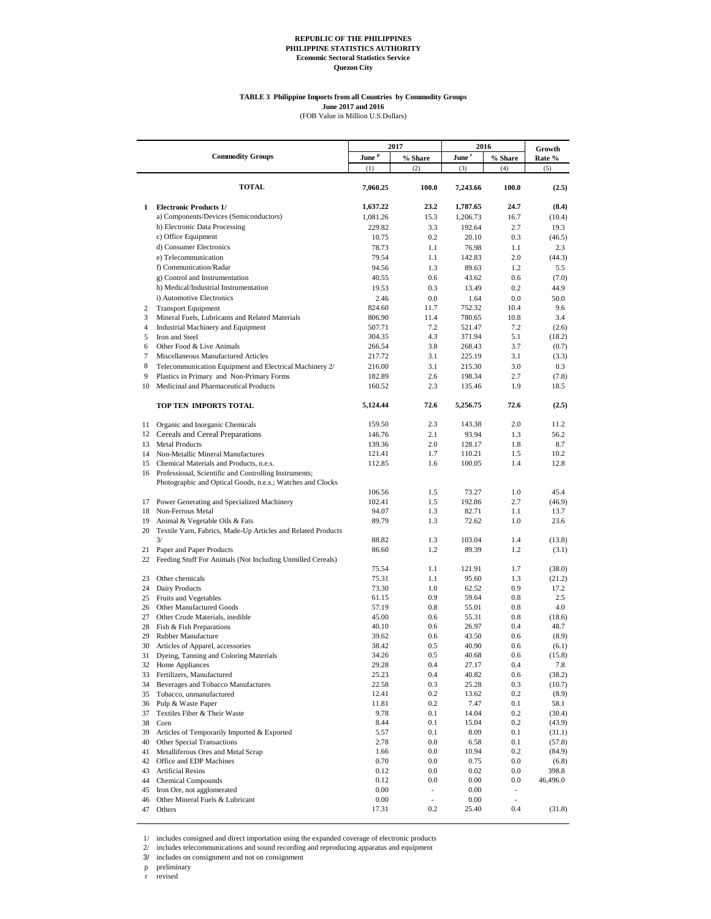**REPUBLIC OF THE PHILIPPINES**
**PHILIPPINE STATISTICS AUTHORITY**
**Economic Sectoral Statistics Service**
**Quezon City**

**TABLE 3 Philippine Imports from all Countries by Commodity Groups**
**June 2017 and 2016**
(FOB Value in Million U.S.Dollars)

| | Commodity Groups | 2017 June [p] | 2017 % Share | 2016 June [r] | 2016 % Share | Growth Rate % |
|---|---|---|---|---|---|---|
| | | (1) | (2) | (3) | (4) | (5) |
| | **TOTAL** | **7,060.25** | **100.0** | **7,243.66** | **100.0** | **(2.5)** |
| **1** | **Electronic Products 1/** | **1,637.22** | **23.2** | **1,787.65** | **24.7** | **(8.4)** |
| | a) Components/Devices (Semiconductors) | 1,081.26 | 15.3 | 1,206.73 | 16.7 | (10.4) |
| | b) Electronic Data Processing | 229.82 | 3.3 | 192.64 | 2.7 | 19.3 |
| | c) Office Equipment | 10.75 | 0.2 | 20.10 | 0.3 | (46.5) |
| | d) Consumer Electronics | 78.73 | 1.1 | 76.98 | 1.1 | 2.3 |
| | e) Telecommunication | 79.54 | 1.1 | 142.83 | 2.0 | (44.3) |
| | f) Communication/Radar | 94.56 | 1.3 | 89.63 | 1.2 | 5.5 |
| | g) Control and Instrumentation | 40.55 | 0.6 | 43.62 | 0.6 | (7.0) |
| | h) Medical/Industrial Instrumentation | 19.53 | 0.3 | 13.49 | 0.2 | 44.9 |
| | i) Automotive Electronics | 2.46 | 0.0 | 1.64 | 0.0 | 50.0 |
| 2 | Transport Equipment | 824.60 | 11.7 | 752.32 | 10.4 | 9.6 |
| 3 | Mineral Fuels, Lubricants and Related Materials | 806.90 | 11.4 | 780.65 | 10.8 | 3.4 |
| 4 | Industrial Machinery and Equipment | 507.71 | 7.2 | 521.47 | 7.2 | (2.6) |
| 5 | Iron and Steel | 304.35 | 4.3 | 371.94 | 5.1 | (18.2) |
| 6 | Other Food & Live Animals | 266.54 | 3.8 | 268.43 | 3.7 | (0.7) |
| 7 | Miscellaneous Manufactured Articles | 217.72 | 3.1 | 225.19 | 3.1 | (3.3) |
| 8 | Telecommunication Equipment and Electrical Machinery 2/ | 216.00 | 3.1 | 215.30 | 3.0 | 0.3 |
| 9 | Plastics in Primary and Non-Primary Forms | 182.89 | 2.6 | 198.34 | 2.7 | (7.8) |
| 10 | Medicinal and Pharmaceutical Products | 160.52 | 2.3 | 135.46 | 1.9 | 18.5 |
| | **TOP TEN IMPORTS TOTAL** | **5,124.44** | **72.6** | **5,256.75** | **72.6** | **(2.5)** |
| 11 | Organic and Inorganic Chemicals | 159.50 | 2.3 | 143.38 | 2.0 | 11.2 |
| 12 | Cereals and Cereal Preparations | 146.76 | 2.1 | 93.94 | 1.3 | 56.2 |
| 13 | Metal Products | 139.36 | 2.0 | 128.17 | 1.8 | 8.7 |
| 14 | Non-Metallic Mineral Manufactures | 121.41 | 1.7 | 110.21 | 1.5 | 10.2 |
| 15 | Chemical Materials and Products, n.e.s. | 112.85 | 1.6 | 100.05 | 1.4 | 12.8 |
| 16 | Professional, Scientific and Controlling Instruments; Photographic and Optical Goods, n.e.s.; Watches and Clocks | 106.56 | 1.5 | 73.27 | 1.0 | 45.4 |
| 17 | Power Generating and Specialized Machinery | 102.41 | 1.5 | 192.86 | 2.7 | (46.9) |
| 18 | Non-Ferrous Metal | 94.07 | 1.3 | 82.71 | 1.1 | 13.7 |
| 19 | Animal & Vegetable Oils & Fats | 89.79 | 1.3 | 72.62 | 1.0 | 23.6 |
| 20 | Textile Yarn, Fabrics, Made-Up Articles and Related Products 3/ | 88.82 | 1.3 | 103.04 | 1.4 | (13.8) |
| 21 | Paper and Paper Products | 86.60 | 1.2 | 89.39 | 1.2 | (3.1) |
| 22 | Feeding Stuff For Animals (Not Including Unmilled Cereals) | 75.54 | 1.1 | 121.91 | 1.7 | (38.0) |
| 23 | Other chemicals | 75.31 | 1.1 | 95.60 | 1.3 | (21.2) |
| 24 | Dairy Products | 73.30 | 1.0 | 62.52 | 0.9 | 17.2 |
| 25 | Fruits and Vegetables | 61.15 | 0.9 | 59.64 | 0.8 | 2.5 |
| 26 | Other Manufactured Goods | 57.19 | 0.8 | 55.01 | 0.8 | 4.0 |
| 27 | Other Crude Materials, inedible | 45.00 | 0.6 | 55.31 | 0.8 | (18.6) |
| 28 | Fish & Fish Preparations | 40.10 | 0.6 | 26.97 | 0.4 | 48.7 |
| 29 | Rubber Manufacture | 39.62 | 0.6 | 43.50 | 0.6 | (8.9) |
| 30 | Articles of Apparel, accessories | 38.42 | 0.5 | 40.90 | 0.6 | (6.1) |
| 31 | Dyeing, Tanning and Coloring Materials | 34.26 | 0.5 | 40.68 | 0.6 | (15.8) |
| 32 | Home Appliances | 29.28 | 0.4 | 27.17 | 0.4 | 7.8 |
| 33 | Fertilizers, Manufactured | 25.23 | 0.4 | 40.82 | 0.6 | (38.2) |
| 34 | Beverages and Tobacco Manufactures | 22.58 | 0.3 | 25.28 | 0.3 | (10.7) |
| 35 | Tobacco, unmanufactured | 12.41 | 0.2 | 13.62 | 0.2 | (8.9) |
| 36 | Pulp & Waste Paper | 11.81 | 0.2 | 7.47 | 0.1 | 58.1 |
| 37 | Textiles Fiber & Their Waste | 9.78 | 0.1 | 14.04 | 0.2 | (30.4) |
| 38 | Corn | 8.44 | 0.1 | 15.04 | 0.2 | (43.9) |
| 39 | Articles of Temporarily Imported & Exported | 5.57 | 0.1 | 8.09 | 0.1 | (31.1) |
| 40 | Other Special Transactions | 2.78 | 0.0 | 6.58 | 0.1 | (57.8) |
| 41 | Metalliferous Ores and Metal Scrap | 1.66 | 0.0 | 10.94 | 0.2 | (84.9) |
| 42 | Office and EDP Machines | 0.70 | 0.0 | 0.75 | 0.0 | (6.8) |
| 43 | Artificial Resins | 0.12 | 0.0 | 0.02 | 0.0 | 398.8 |
| 44 | Chemical Compounds | 0.12 | 0.0 | 0.00 | 0.0 | 46,496.0 |
| 45 | Iron Ore, not agglomerated | 0.00 | - | 0.00 | - | |
| 46 | Other Mineral Fuels & Lubricant | 0.00 | - | 0.00 | - | |
| 47 | Others | 17.31 | 0.2 | 25.40 | 0.4 | (31.8) |

1/ includes consigned and direct importation using the expanded coverage of electronic products
2/ includes telecommunications and sound recording and reproducing apparatus and equipment
3/ includes on consignment and not on consignment
p preliminary
r revised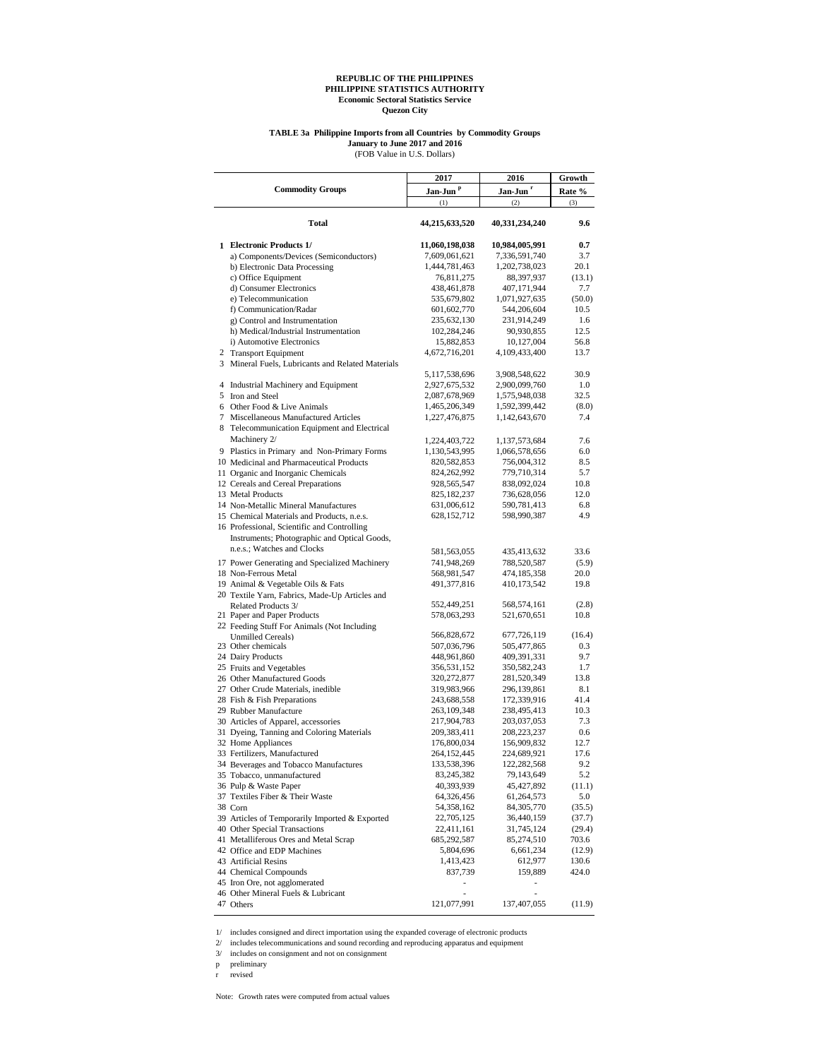**REPUBLIC OF THE PHILIPPINES**
**PHILIPPINE STATISTICS AUTHORITY**
**Economic Sectoral Statistics Service**
**Quezon City**

**TABLE 3a Philippine Imports from all Countries by Commodity Groups**
**January to June 2017 and 2016**
(FOB Value in U.S. Dollars)

| Commodity Groups | 2017 Jan-Jun [p] | 2016 Jan-Jun [r] | Growth Rate % |
|---|---|---|---|
| | (1) | (2) | (3) |
| **Total** | **44,215,633,520** | **40,331,234,240** | **9.6** |
| **1 Electronic Products 1/** | **11,060,198,038** | **10,984,005,991** | **0.7** |
| a) Components/Devices (Semiconductors) | 7,609,061,621 | 7,336,591,740 | 3.7 |
| b) Electronic Data Processing | 1,444,781,463 | 1,202,738,023 | 20.1 |
| c) Office Equipment | 76,811,275 | 88,397,937 | (13.1) |
| d) Consumer Electronics | 438,461,878 | 407,171,944 | 7.7 |
| e) Telecommunication | 535,679,802 | 1,071,927,635 | (50.0) |
| f) Communication/Radar | 601,602,770 | 544,206,604 | 10.5 |
| g) Control and Instrumentation | 235,632,130 | 231,914,249 | 1.6 |
| h) Medical/Industrial Instrumentation | 102,284,246 | 90,930,855 | 12.5 |
| i) Automotive Electronics | 15,882,853 | 10,127,004 | 56.8 |
| 2 Transport Equipment | 4,672,716,201 | 4,109,433,400 | 13.7 |
| 3 Mineral Fuels, Lubricants and Related Materials | 5,117,538,696 | 3,908,548,622 | 30.9 |
| 4 Industrial Machinery and Equipment | 2,927,675,532 | 2,900,099,760 | 1.0 |
| 5 Iron and Steel | 2,087,678,969 | 1,575,948,038 | 32.5 |
| 6 Other Food & Live Animals | 1,465,206,349 | 1,592,399,442 | (8.0) |
| 7 Miscellaneous Manufactured Articles | 1,227,476,875 | 1,142,643,670 | 7.4 |
| 8 Telecommunication Equipment and Electrical Machinery 2/ | 1,224,403,722 | 1,137,573,684 | 7.6 |
| 9 Plastics in Primary and Non-Primary Forms | 1,130,543,995 | 1,066,578,656 | 6.0 |
| 10 Medicinal and Pharmaceutical Products | 820,582,853 | 756,004,312 | 8.5 |
| 11 Organic and Inorganic Chemicals | 824,262,992 | 779,710,314 | 5.7 |
| 12 Cereals and Cereal Preparations | 928,565,547 | 838,092,024 | 10.8 |
| 13 Metal Products | 825,182,237 | 736,628,056 | 12.0 |
| 14 Non-Metallic Mineral Manufactures | 631,006,612 | 590,781,413 | 6.8 |
| 15 Chemical Materials and Products, n.e.s. | 628,152,712 | 598,990,387 | 4.9 |
| 16 Professional, Scientific and Controlling Instruments; Photographic and Optical Goods, n.e.s.; Watches and Clocks | 581,563,055 | 435,413,632 | 33.6 |
| 17 Power Generating and Specialized Machinery | 741,948,269 | 788,520,587 | (5.9) |
| 18 Non-Ferrous Metal | 568,981,547 | 474,185,358 | 20.0 |
| 19 Animal & Vegetable Oils & Fats | 491,377,816 | 410,173,542 | 19.8 |
| 20 Textile Yarn, Fabrics, Made-Up Articles and Related Products 3/ | 552,449,251 | 568,574,161 | (2.8) |
| 21 Paper and Paper Products | 578,063,293 | 521,670,651 | 10.8 |
| 22 Feeding Stuff For Animals (Not Including Unmilled Cereals) | 566,828,672 | 677,726,119 | (16.4) |
| 23 Other chemicals | 507,036,796 | 505,477,865 | 0.3 |
| 24 Dairy Products | 448,961,860 | 409,391,331 | 9.7 |
| 25 Fruits and Vegetables | 356,531,152 | 350,582,243 | 1.7 |
| 26 Other Manufactured Goods | 320,272,877 | 281,520,349 | 13.8 |
| 27 Other Crude Materials, inedible | 319,983,966 | 296,139,861 | 8.1 |
| 28 Fish & Fish Preparations | 243,688,558 | 172,339,916 | 41.4 |
| 29 Rubber Manufacture | 263,109,348 | 238,495,413 | 10.3 |
| 30 Articles of Apparel, accessories | 217,904,783 | 203,037,053 | 7.3 |
| 31 Dyeing, Tanning and Coloring Materials | 209,383,411 | 208,223,237 | 0.6 |
| 32 Home Appliances | 176,800,034 | 156,909,832 | 12.7 |
| 33 Fertilizers, Manufactured | 264,152,445 | 224,689,921 | 17.6 |
| 34 Beverages and Tobacco Manufactures | 133,538,396 | 122,282,568 | 9.2 |
| 35 Tobacco, unmanufactured | 83,245,382 | 79,143,649 | 5.2 |
| 36 Pulp & Waste Paper | 40,393,939 | 45,427,892 | (11.1) |
| 37 Textiles Fiber & Their Waste | 64,326,456 | 61,264,573 | 5.0 |
| 38 Corn | 54,358,162 | 84,305,770 | (35.5) |
| 39 Articles of Temporarily Imported & Exported | 22,705,125 | 36,440,159 | (37.7) |
| 40 Other Special Transactions | 22,411,161 | 31,745,124 | (29.4) |
| 41 Metalliferous Ores and Metal Scrap | 685,292,587 | 85,274,510 | 703.6 |
| 42 Office and EDP Machines | 5,804,696 | 6,661,234 | (12.9) |
| 43 Artificial Resins | 1,413,423 | 612,977 | 130.6 |
| 44 Chemical Compounds | 837,739 | 159,889 | 424.0 |
| 45 Iron Ore, not agglomerated | - | - | |
| 46 Other Mineral Fuels & Lubricant | - | - | |
| 47 Others | 121,077,991 | 137,407,055 | (11.9) |

1/ includes consigned and direct importation using the expanded coverage of electronic products
2/ includes telecommunications and sound recording and reproducing apparatus and equipment
3/ includes on consignment and not on consignment
p preliminary
r revised

Note: Growth rates were computed from actual values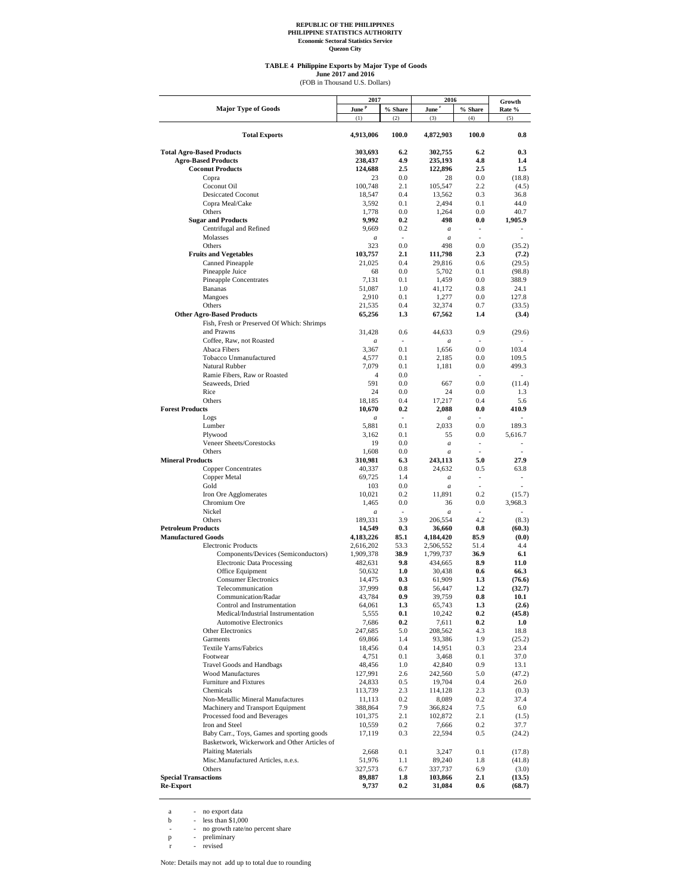**REPUBLIC OF THE PHILIPPINES**
**PHILIPPINE STATISTICS AUTHORITY**
**Economic Sectoral Statistics Service**
**Quezon City**

**TABLE 4 Philippine Exports by Major Type of Goods**
**June 2017 and 2016**
(FOB in Thousand U.S. Dollars)

| Major Type of Goods | 2017 | | 2016 | | Growth Rate % |
|---|---|---|---|---|---|
| | June [p] | % Share | June [r] | % Share | |
| | (1) | (2) | (3) | (4) | (5) |
| **Total Exports** | **4,913,006** | **100.0** | **4,872,903** | **100.0** | **0.8** |
| **Total Agro-Based Products** | **303,693** | **6.2** | **302,755** | **6.2** | **0.3** |
| **Agro-Based Products** | **238,437** | **4.9** | **235,193** | **4.8** | **1.4** |
| **Coconut Products** | **124,688** | **2.5** | **122,896** | **2.5** | **1.5** |
| Copra | 23 | 0.0 | 28 | 0.0 | (18.8) |
| Coconut Oil | 100,748 | 2.1 | 105,547 | 2.2 | (4.5) |
| Desiccated Coconut | 18,547 | 0.4 | 13,562 | 0.3 | 36.8 |
| Copra Meal/Cake | 3,592 | 0.1 | 2,494 | 0.1 | 44.0 |
| Others | 1,778 | 0.0 | 1,264 | 0.0 | 40.7 |
| **Sugar and Products** | **9,992** | **0.2** | **498** | **0.0** | **1,905.9** |
| Centrifugal and Refined | 9,669 | 0.2 | *a* | - | - |
| Molasses | *a* | - | *a* | - | - |
| Others | 323 | 0.0 | 498 | 0.0 | (35.2) |
| **Fruits and Vegetables** | **103,757** | **2.1** | **111,798** | **2.3** | **(7.2)** |
| Canned Pineapple | 21,025 | 0.4 | 29,816 | 0.6 | (29.5) |
| Pineapple Juice | 68 | 0.0 | 5,702 | 0.1 | (98.8) |
| Pineapple Concentrates | 7,131 | 0.1 | 1,459 | 0.0 | 388.9 |
| Bananas | 51,087 | 1.0 | 41,172 | 0.8 | 24.1 |
| Mangoes | 2,910 | 0.1 | 1,277 | 0.0 | 127.8 |
| Others | 21,535 | 0.4 | 32,374 | 0.7 | (33.5) |
| **Other Agro-Based Products** | **65,256** | **1.3** | **67,562** | **1.4** | **(3.4)** |
| Fish, Fresh or Preserved Of Which: Shrimps and Prawns | 31,428 | 0.6 | 44,633 | 0.9 | (29.6) |
| Coffee, Raw, not Roasted | *a* | - | *a* | - | - |
| Abaca Fibers | 3,367 | 0.1 | 1,656 | 0.0 | 103.4 |
| Tobacco Unmanufactured | 4,577 | 0.1 | 2,185 | 0.0 | 109.5 |
| Natural Rubber | 7,079 | 0.1 | 1,181 | 0.0 | 499.3 |
| Ramie Fibers, Raw or Roasted | 4 | 0.0 | - | - | - |
| Seaweeds, Dried | 591 | 0.0 | 667 | 0.0 | (11.4) |
| Rice | 24 | 0.0 | 24 | 0.0 | 1.3 |
| Others | 18,185 | 0.4 | 17,217 | 0.4 | 5.6 |
| **Forest Products** | **10,670** | **0.2** | **2,088** | **0.0** | **410.9** |
| Logs | *a* | - | *a* | - | - |
| Lumber | 5,881 | 0.1 | 2,033 | 0.0 | 189.3 |
| Plywood | 3,162 | 0.1 | 55 | 0.0 | 5,616.7 |
| Veneer Sheets/Corestocks | 19 | 0.0 | *a* | - | - |
| Others | 1,608 | 0.0 | *a* | - | - |
| **Mineral Products** | **310,981** | **6.3** | **243,113** | **5.0** | **27.9** |
| Copper Concentrates | 40,337 | 0.8 | 24,632 | 0.5 | 63.8 |
| Copper Metal | 69,725 | 1.4 | *a* | - | - |
| Gold | 103 | 0.0 | *a* | - | - |
| Iron Ore Agglomerates | 10,021 | 0.2 | 11,891 | 0.2 | (15.7) |
| Chromium Ore | 1,465 | 0.0 | 36 | 0.0 | 3,968.3 |
| Nickel | *a* | - | *a* | - | - |
| Others | 189,331 | 3.9 | 206,554 | 4.2 | (8.3) |
| **Petroleum Products** | **14,549** | **0.3** | **36,660** | **0.8** | **(60.3)** |
| **Manufactured Goods** | **4,183,226** | **85.1** | **4,184,420** | **85.9** | **(0.0)** |
| Electronic Products | 2,616,202 | 53.3 | 2,506,552 | 51.4 | 4.4 |
| Components/Devices (Semiconductors) | 1,909,378 | **38.9** | 1,799,737 | **36.9** | **6.1** |
| Electronic Data Processing | 482,631 | **9.8** | 434,665 | **8.9** | **11.0** |
| Office Equipment | 50,632 | **1.0** | 30,438 | **0.6** | **66.3** |
| Consumer Electronics | 14,475 | **0.3** | 61,909 | **1.3** | **(76.6)** |
| Telecommunication | 37,999 | **0.8** | 56,447 | **1.2** | **(32.7)** |
| Communication/Radar | 43,784 | **0.9** | 39,759 | **0.8** | **10.1** |
| Control and Instrumentation | 64,061 | **1.3** | 65,743 | **1.3** | **(2.6)** |
| Medical/Industrial Instrumentation | 5,555 | **0.1** | 10,242 | **0.2** | **(45.8)** |
| Automotive Electronics | 7,686 | **0.2** | 7,611 | **0.2** | **1.0** |
| Other Electronics | 247,685 | 5.0 | 208,562 | 4.3 | 18.8 |
| Garments | 69,866 | 1.4 | 93,386 | 1.9 | (25.2) |
| Textile Yarns/Fabrics | 18,456 | 0.4 | 14,951 | 0.3 | 23.4 |
| Footwear | 4,751 | 0.1 | 3,468 | 0.1 | 37.0 |
| Travel Goods and Handbags | 48,456 | 1.0 | 42,840 | 0.9 | 13.1 |
| Wood Manufactures | 127,991 | 2.6 | 242,560 | 5.0 | (47.2) |
| Furniture and Fixtures | 24,833 | 0.5 | 19,704 | 0.4 | 26.0 |
| Chemicals | 113,739 | 2.3 | 114,128 | 2.3 | (0.3) |
| Non-Metallic Mineral Manufactures | 11,113 | 0.2 | 8,089 | 0.2 | 37.4 |
| Machinery and Transport Equipment | 388,864 | 7.9 | 366,824 | 7.5 | 6.0 |
| Processed food and Beverages | 101,375 | 2.1 | 102,872 | 2.1 | (1.5) |
| Iron and Steel | 10,559 | 0.2 | 7,666 | 0.2 | 37.7 |
| Baby Carr., Toys, Games and sporting goods | 17,119 | 0.3 | 22,594 | 0.5 | (24.2) |
| Basketwork, Wickerwork and Other Articles of Plaiting Materials | 2,668 | 0.1 | 3,247 | 0.1 | (17.8) |
| Misc.Manufactured Articles, n.e.s. | 51,976 | 1.1 | 89,240 | 1.8 | (41.8) |
| Others | 327,573 | 6.7 | 337,737 | 6.9 | (3.0) |
| **Special Transactions** | **89,887** | **1.8** | **103,866** | **2.1** | **(13.5)** |
| **Re-Export** | **9,737** | **0.2** | **31,084** | **0.6** | **(68.7)** |

a - no export data
b - less than $1,000
\- - no growth rate/no percent share
p - preliminary
r - revised

Note: Details may not add up to total due to rounding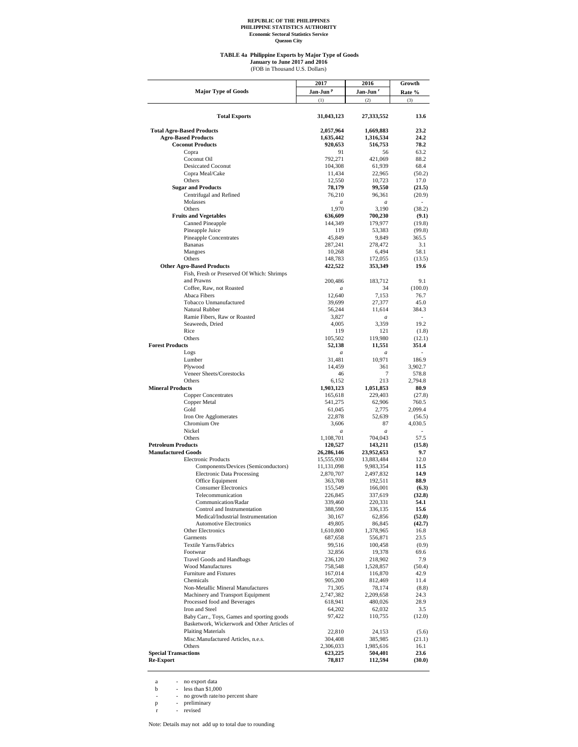REPUBLIC OF THE PHILIPPINES
PHILIPPINE STATISTICS AUTHORITY
Economic Sectoral Statistics Service
Quezon City

**TABLE 4a Philippine Exports by Major Type of Goods**
**January to June 2017 and 2016**
(FOB in Thousand U.S. Dollars)

| Major Type of Goods | 2017 Jan-Jun [p] | 2016 Jan-Jun [r] | Growth Rate % |
|---|---|---|---|
| | (1) | (2) | (3) |
| **Total Exports** | **31,043,123** | **27,333,552** | **13.6** |
| **Total Agro-Based Products** | **2,057,964** | **1,669,883** | **23.2** |
| **Agro-Based Products** | **1,635,442** | **1,316,534** | **24.2** |
| **Coconut Products** | **920,653** | **516,753** | **78.2** |
| Copra | 91 | 56 | 63.2 |
| Coconut Oil | 792,271 | 421,069 | 88.2 |
| Desiccated Coconut | 104,308 | 61,939 | 68.4 |
| Copra Meal/Cake | 11,434 | 22,965 | (50.2) |
| Others | 12,550 | 10,723 | 17.0 |
| **Sugar and Products** | **78,179** | **99,550** | **(21.5)** |
| Centrifugal and Refined | 76,210 | 96,361 | (20.9) |
| Molasses | *a* | *a* | - |
| Others | 1,970 | 3,190 | (38.2) |
| **Fruits and Vegetables** | **636,609** | **700,230** | **(9.1)** |
| Canned Pineapple | 144,349 | 179,977 | (19.8) |
| Pineapple Juice | 119 | 53,383 | (99.8) |
| Pineapple Concentrates | 45,849 | 9,849 | 365.5 |
| Bananas | 287,241 | 278,472 | 3.1 |
| Mangoes | 10,268 | 6,494 | 58.1 |
| Others | 148,783 | 172,055 | (13.5) |
| **Other Agro-Based Products** | **422,522** | **353,349** | **19.6** |
| Fish, Fresh or Preserved Of Which: Shrimps and Prawns | 200,486 | 183,712 | 9.1 |
| Coffee, Raw, not Roasted | *a* | 34 | (100.0) |
| Abaca Fibers | 12,640 | 7,153 | 76.7 |
| Tobacco Unmanufactured | 39,699 | 27,377 | 45.0 |
| Natural Rubber | 56,244 | 11,614 | 384.3 |
| Ramie Fibers, Raw or Roasted | 3,827 | *a* | - |
| Seaweeds, Dried | 4,005 | 3,359 | 19.2 |
| Rice | 119 | 121 | (1.8) |
| Others | 105,502 | 119,980 | (12.1) |
| **Forest Products** | **52,138** | **11,551** | **351.4** |
| Logs | *a* | *a* | - |
| Lumber | 31,481 | 10,971 | 186.9 |
| Plywood | 14,459 | 361 | 3,902.7 |
| Veneer Sheets/Corestocks | 46 | 7 | 578.8 |
| Others | 6,152 | 213 | 2,794.8 |
| **Mineral Products** | **1,903,123** | **1,051,853** | **80.9** |
| Copper Concentrates | 165,618 | 229,403 | (27.8) |
| Copper Metal | 541,275 | 62,906 | 760.5 |
| Gold | 61,045 | 2,775 | 2,099.4 |
| Iron Ore Agglomerates | 22,878 | 52,639 | (56.5) |
| Chromium Ore | 3,606 | 87 | 4,030.5 |
| Nickel | *a* | *a* | - |
| Others | 1,108,701 | 704,043 | 57.5 |
| **Petroleum Products** | **120,527** | **143,211** | **(15.8)** |
| **Manufactured Goods** | **26,286,146** | **23,952,653** | **9.7** |
| Electronic Products | 15,555,930 | 13,883,484 | 12.0 |
| Components/Devices (Semiconductors) | 11,131,098 | 9,983,354 | **11.5** |
| Electronic Data Processing | 2,870,707 | 2,497,832 | **14.9** |
| Office Equipment | 363,708 | 192,511 | **88.9** |
| Consumer Electronics | 155,549 | 166,001 | **(6.3)** |
| Telecommunication | 226,845 | 337,619 | **(32.8)** |
| Communication/Radar | 339,460 | 220,331 | **54.1** |
| Control and Instrumentation | 388,590 | 336,135 | **15.6** |
| Medical/Industrial Instrumentation | 30,167 | 62,856 | **(52.0)** |
| Automotive Electronics | 49,805 | 86,845 | **(42.7)** |
| Other Electronics | 1,610,800 | 1,378,965 | 16.8 |
| Garments | 687,658 | 556,871 | 23.5 |
| Textile Yarns/Fabrics | 99,516 | 100,458 | (0.9) |
| Footwear | 32,856 | 19,378 | 69.6 |
| Travel Goods and Handbags | 236,120 | 218,902 | 7.9 |
| Wood Manufactures | 758,548 | 1,528,857 | (50.4) |
| Furniture and Fixtures | 167,014 | 116,870 | 42.9 |
| Chemicals | 905,200 | 812,469 | 11.4 |
| Non-Metallic Mineral Manufactures | 71,305 | 78,174 | (8.8) |
| Machinery and Transport Equipment | 2,747,382 | 2,209,658 | 24.3 |
| Processed food and Beverages | 618,941 | 480,026 | 28.9 |
| Iron and Steel | 64,202 | 62,032 | 3.5 |
| Baby Carr., Toys, Games and sporting goods | 97,422 | 110,755 | (12.0) |
| Basketwork, Wickerwork and Other Articles of Plaiting Materials | 22,810 | 24,153 | (5.6) |
| Misc.Manufactured Articles, n.e.s. | 304,408 | 385,985 | (21.1) |
| Others | 2,306,033 | 1,985,616 | 16.1 |
| **Special Transactions** | **623,225** | **504,401** | **23.6** |
| **Re-Export** | **78,817** | **112,594** | **(30.0)** |

a - no export data
b - less than $1,000
\- - no growth rate/no percent share
p - preliminary
r - revised

Note: Details may not add up to total due to rounding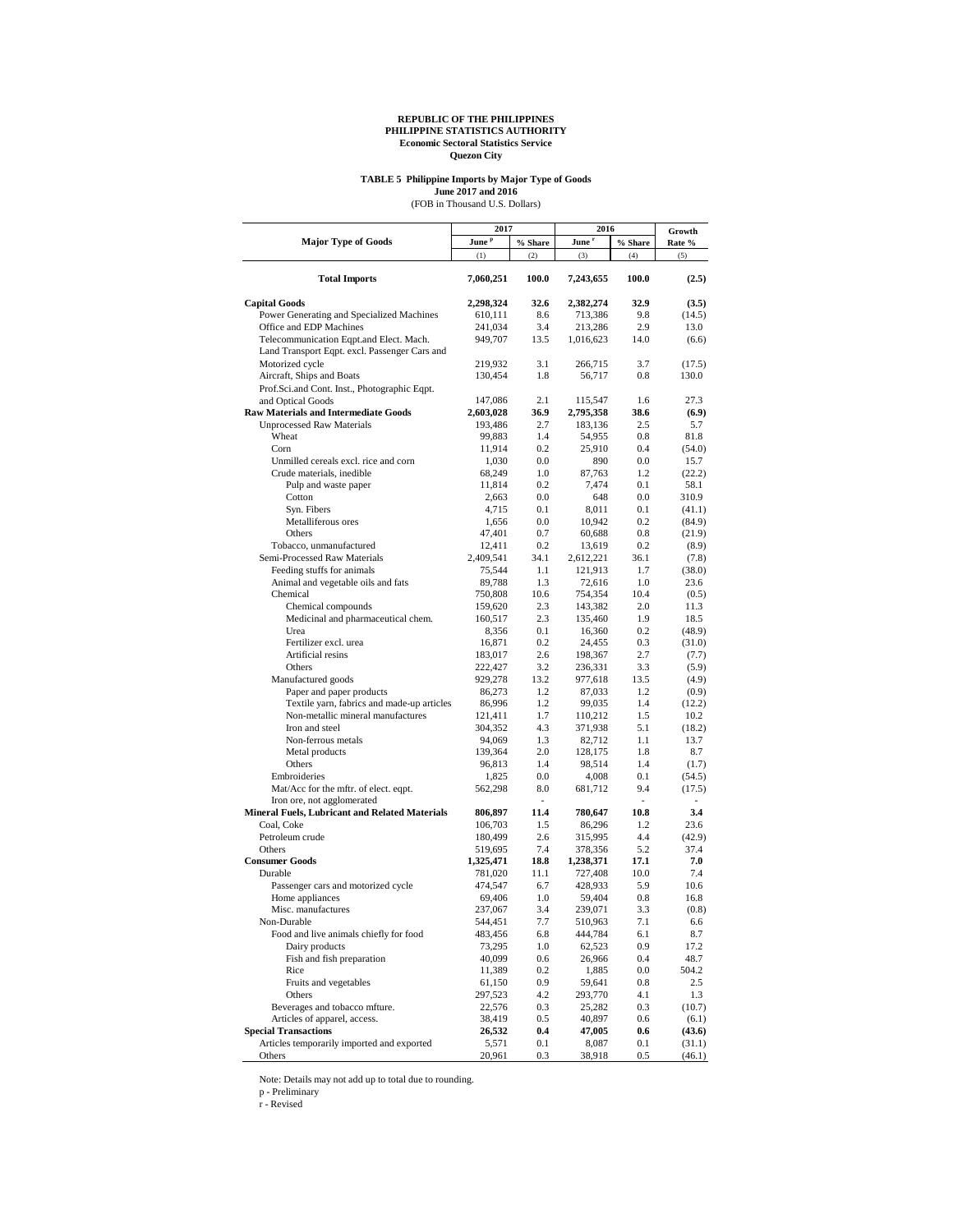**REPUBLIC OF THE PHILIPPINES**
**PHILIPPINE STATISTICS AUTHORITY**
**Economic Sectoral Statistics Service**
**Quezon City**

**TABLE 5 Philippine Imports by Major Type of Goods**
**June 2017 and 2016**
(FOB in Thousand U.S. Dollars)

| Major Type of Goods | 2017 | | 2016 | | Growth Rate % |
|---|---|---|---|---|---|
| | June p | % Share | June r | % Share | |
| | (1) | (2) | (3) | (4) | (5) |
| **Total Imports** | **7,060,251** | **100.0** | **7,243,655** | **100.0** | **(2.5)** |
| **Capital Goods** | **2,298,324** | **32.6** | **2,382,274** | **32.9** | **(3.5)** |
| Power Generating and Specialized Machines | 610,111 | 8.6 | 713,386 | 9.8 | (14.5) |
| Office and EDP Machines | 241,034 | 3.4 | 213,286 | 2.9 | 13.0 |
| Telecommunication Eqpt.and Elect. Mach. | 949,707 | 13.5 | 1,016,623 | 14.0 | (6.6) |
| Land Transport Eqpt. excl. Passenger Cars and Motorized cycle | 219,932 | 3.1 | 266,715 | 3.7 | (17.5) |
| Aircraft, Ships and Boats | 130,454 | 1.8 | 56,717 | 0.8 | 130.0 |
| Prof.Sci.and Cont. Inst., Photographic Eqpt. and Optical Goods | 147,086 | 2.1 | 115,547 | 1.6 | 27.3 |
| **Raw Materials and Intermediate Goods** | **2,603,028** | **36.9** | **2,795,358** | **38.6** | **(6.9)** |
| Unprocessed Raw Materials | 193,486 | 2.7 | 183,136 | 2.5 | 5.7 |
| Wheat | 99,883 | 1.4 | 54,955 | 0.8 | 81.8 |
| Corn | 11,914 | 0.2 | 25,910 | 0.4 | (54.0) |
| Unmilled cereals excl. rice and corn | 1,030 | 0.0 | 890 | 0.0 | 15.7 |
| Crude materials, inedible | 68,249 | 1.0 | 87,763 | 1.2 | (22.2) |
| Pulp and waste paper | 11,814 | 0.2 | 7,474 | 0.1 | 58.1 |
| Cotton | 2,663 | 0.0 | 648 | 0.0 | 310.9 |
| Syn. Fibers | 4,715 | 0.1 | 8,011 | 0.1 | (41.1) |
| Metalliferous ores | 1,656 | 0.0 | 10,942 | 0.2 | (84.9) |
| Others | 47,401 | 0.7 | 60,688 | 0.8 | (21.9) |
| Tobacco, unmanufactured | 12,411 | 0.2 | 13,619 | 0.2 | (8.9) |
| Semi-Processed Raw Materials | 2,409,541 | 34.1 | 2,612,221 | 36.1 | (7.8) |
| Feeding stuffs for animals | 75,544 | 1.1 | 121,913 | 1.7 | (38.0) |
| Animal and vegetable oils and fats | 89,788 | 1.3 | 72,616 | 1.0 | 23.6 |
| Chemical | 750,808 | 10.6 | 754,354 | 10.4 | (0.5) |
| Chemical compounds | 159,620 | 2.3 | 143,382 | 2.0 | 11.3 |
| Medicinal and pharmaceutical chem. | 160,517 | 2.3 | 135,460 | 1.9 | 18.5 |
| Urea | 8,356 | 0.1 | 16,360 | 0.2 | (48.9) |
| Fertilizer excl. urea | 16,871 | 0.2 | 24,455 | 0.3 | (31.0) |
| Artificial resins | 183,017 | 2.6 | 198,367 | 2.7 | (7.7) |
| Others | 222,427 | 3.2 | 236,331 | 3.3 | (5.9) |
| Manufactured goods | 929,278 | 13.2 | 977,618 | 13.5 | (4.9) |
| Paper and paper products | 86,273 | 1.2 | 87,033 | 1.2 | (0.9) |
| Textile yarn, fabrics and made-up articles | 86,996 | 1.2 | 99,035 | 1.4 | (12.2) |
| Non-metallic mineral manufactures | 121,411 | 1.7 | 110,212 | 1.5 | 10.2 |
| Iron and steel | 304,352 | 4.3 | 371,938 | 5.1 | (18.2) |
| Non-ferrous metals | 94,069 | 1.3 | 82,712 | 1.1 | 13.7 |
| Metal products | 139,364 | 2.0 | 128,175 | 1.8 | 8.7 |
| Others | 96,813 | 1.4 | 98,514 | 1.4 | (1.7) |
| Embroideries | 1,825 | 0.0 | 4,008 | 0.1 | (54.5) |
| Mat/Acc for the mftr. of elect. eqpt. | 562,298 | 8.0 | 681,712 | 9.4 | (17.5) |
| Iron ore, not agglomerated | | - | | - | - |
| **Mineral Fuels, Lubricant and Related Materials** | **806,897** | **11.4** | **780,647** | **10.8** | **3.4** |
| Coal, Coke | 106,703 | 1.5 | 86,296 | 1.2 | 23.6 |
| Petroleum crude | 180,499 | 2.6 | 315,995 | 4.4 | (42.9) |
| Others | 519,695 | 7.4 | 378,356 | 5.2 | 37.4 |
| **Consumer Goods** | **1,325,471** | **18.8** | **1,238,371** | **17.1** | **7.0** |
| Durable | 781,020 | 11.1 | 727,408 | 10.0 | 7.4 |
| Passenger cars and motorized cycle | 474,547 | 6.7 | 428,933 | 5.9 | 10.6 |
| Home appliances | 69,406 | 1.0 | 59,404 | 0.8 | 16.8 |
| Misc. manufactures | 237,067 | 3.4 | 239,071 | 3.3 | (0.8) |
| Non-Durable | 544,451 | 7.7 | 510,963 | 7.1 | 6.6 |
| Food and live animals chiefly for food | 483,456 | 6.8 | 444,784 | 6.1 | 8.7 |
| Dairy products | 73,295 | 1.0 | 62,523 | 0.9 | 17.2 |
| Fish and fish preparation | 40,099 | 0.6 | 26,966 | 0.4 | 48.7 |
| Rice | 11,389 | 0.2 | 1,885 | 0.0 | 504.2 |
| Fruits and vegetables | 61,150 | 0.9 | 59,641 | 0.8 | 2.5 |
| Others | 297,523 | 4.2 | 293,770 | 4.1 | 1.3 |
| Beverages and tobacco mfture. | 22,576 | 0.3 | 25,282 | 0.3 | (10.7) |
| Articles of apparel, access. | 38,419 | 0.5 | 40,897 | 0.6 | (6.1) |
| **Special Transactions** | **26,532** | **0.4** | **47,005** | **0.6** | **(43.6)** |
| Articles temporarily imported and exported | 5,571 | 0.1 | 8,087 | 0.1 | (31.1) |
| Others | 20,961 | 0.3 | 38,918 | 0.5 | (46.1) |

Note: Details may not add up to total due to rounding.

p - Preliminary

r - Revised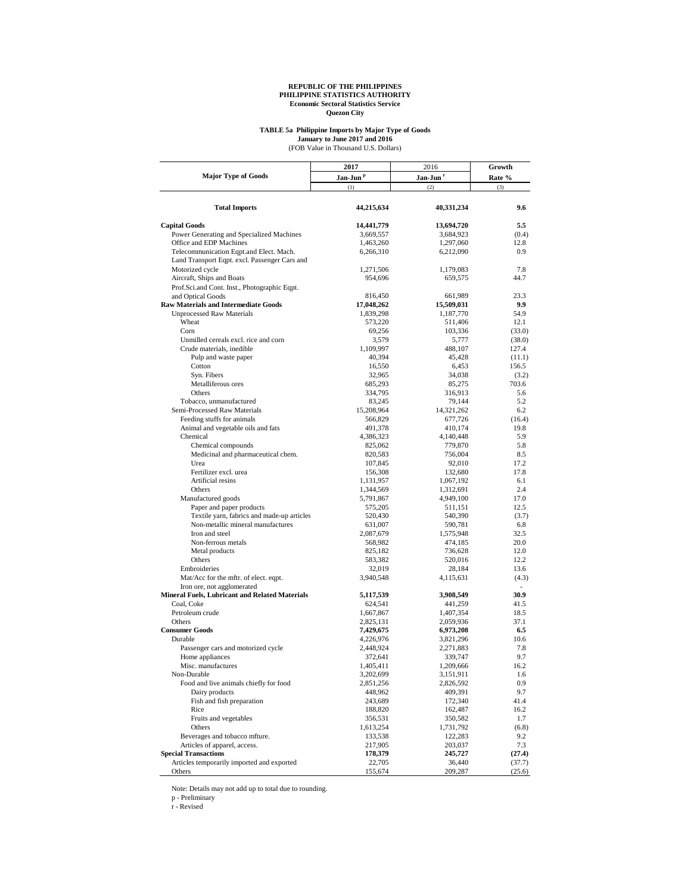**REPUBLIC OF THE PHILIPPINES**
**PHILIPPINE STATISTICS AUTHORITY**
**Economic Sectoral Statistics Service**
**Quezon City**

**TABLE 5a Philippine Imports by Major Type of Goods**
**January to June 2017 and 2016**
(FOB Value in Thousand U.S. Dollars)

| Major Type of Goods | 2017 Jan-Jun [p] | 2016 Jan-Jun [r] | Growth Rate % |
|---|---|---|---|
| | (1) | (2) | (3) |
| **Total Imports** | **44,215,634** | **40,331,234** | **9.6** |
| **Capital Goods** | **14,441,779** | **13,694,720** | **5.5** |
| Power Generating and Specialized Machines | 3,669,557 | 3,684,923 | (0.4) |
| Office and EDP Machines | 1,463,260 | 1,297,060 | 12.8 |
| Telecommunication Eqpt.and Elect. Mach. | 6,266,310 | 6,212,090 | 0.9 |
| Land Transport Eqpt. excl. Passenger Cars and Motorized cycle | 1,271,506 | 1,179,083 | 7.8 |
| Aircraft, Ships and Boats | 954,696 | 659,575 | 44.7 |
| Prof.Sci.and Cont. Inst., Photographic Eqpt. and Optical Goods | 816,450 | 661,989 | 23.3 |
| **Raw Materials and Intermediate Goods** | **17,048,262** | **15,509,031** | **9.9** |
| Unprocessed Raw Materials | 1,839,298 | 1,187,770 | 54.9 |
| Wheat | 573,220 | 511,406 | 12.1 |
| Corn | 69,256 | 103,336 | (33.0) |
| Unmilled cereals excl. rice and corn | 3,579 | 5,777 | (38.0) |
| Crude materials, inedible | 1,109,997 | 488,107 | 127.4 |
| Pulp and waste paper | 40,394 | 45,428 | (11.1) |
| Cotton | 16,550 | 6,453 | 156.5 |
| Syn. Fibers | 32,965 | 34,038 | (3.2) |
| Metalliferous ores | 685,293 | 85,275 | 703.6 |
| Others | 334,795 | 316,913 | 5.6 |
| Tobacco, unmanufactured | 83,245 | 79,144 | 5.2 |
| Semi-Processed Raw Materials | 15,208,964 | 14,321,262 | 6.2 |
| Feeding stuffs for animals | 566,829 | 677,726 | (16.4) |
| Animal and vegetable oils and fats | 491,378 | 410,174 | 19.8 |
| Chemical | 4,386,323 | 4,140,448 | 5.9 |
| Chemical compounds | 825,062 | 779,870 | 5.8 |
| Medicinal and pharmaceutical chem. | 820,583 | 756,004 | 8.5 |
| Urea | 107,845 | 92,010 | 17.2 |
| Fertilizer excl. urea | 156,308 | 132,680 | 17.8 |
| Artificial resins | 1,131,957 | 1,067,192 | 6.1 |
| Others | 1,344,569 | 1,312,691 | 2.4 |
| Manufactured goods | 5,791,867 | 4,949,100 | 17.0 |
| Paper and paper products | 575,205 | 511,151 | 12.5 |
| Textile yarn, fabrics and made-up articles | 520,430 | 540,390 | (3.7) |
| Non-metallic mineral manufactures | 631,007 | 590,781 | 6.8 |
| Iron and steel | 2,087,679 | 1,575,948 | 32.5 |
| Non-ferrous metals | 568,982 | 474,185 | 20.0 |
| Metal products | 825,182 | 736,628 | 12.0 |
| Others | 583,382 | 520,016 | 12.2 |
| Embroideries | 32,019 | 28,184 | 13.6 |
| Mat/Acc for the mftr. of elect. eqpt. | 3,940,548 | 4,115,631 | (4.3) |
| Iron ore, not agglomerated | | | - |
| **Mineral Fuels, Lubricant and Related Materials** | **5,117,539** | **3,908,549** | **30.9** |
| Coal, Coke | 624,541 | 441,259 | 41.5 |
| Petroleum crude | 1,667,867 | 1,407,354 | 18.5 |
| Others | 2,825,131 | 2,059,936 | 37.1 |
| **Consumer Goods** | **7,429,675** | **6,973,208** | **6.5** |
| Durable | 4,226,976 | 3,821,296 | 10.6 |
| Passenger cars and motorized cycle | 2,448,924 | 2,271,883 | 7.8 |
| Home appliances | 372,641 | 339,747 | 9.7 |
| Misc. manufactures | 1,405,411 | 1,209,666 | 16.2 |
| Non-Durable | 3,202,699 | 3,151,911 | 1.6 |
| Food and live animals chiefly for food | 2,851,256 | 2,826,592 | 0.9 |
| Dairy products | 448,962 | 409,391 | 9.7 |
| Fish and fish preparation | 243,689 | 172,340 | 41.4 |
| Rice | 188,820 | 162,487 | 16.2 |
| Fruits and vegetables | 356,531 | 350,582 | 1.7 |
| Others | 1,613,254 | 1,731,792 | (6.8) |
| Beverages and tobacco mfture. | 133,538 | 122,283 | 9.2 |
| Articles of apparel, access. | 217,905 | 203,037 | 7.3 |
| **Special Transactions** | **178,379** | **245,727** | **(27.4)** |
| Articles temporarily imported and exported | 22,705 | 36,440 | (37.7) |
| Others | 155,674 | 209,287 | (25.6) |

Note: Details may not add up to total due to rounding.

p - Preliminary

r - Revised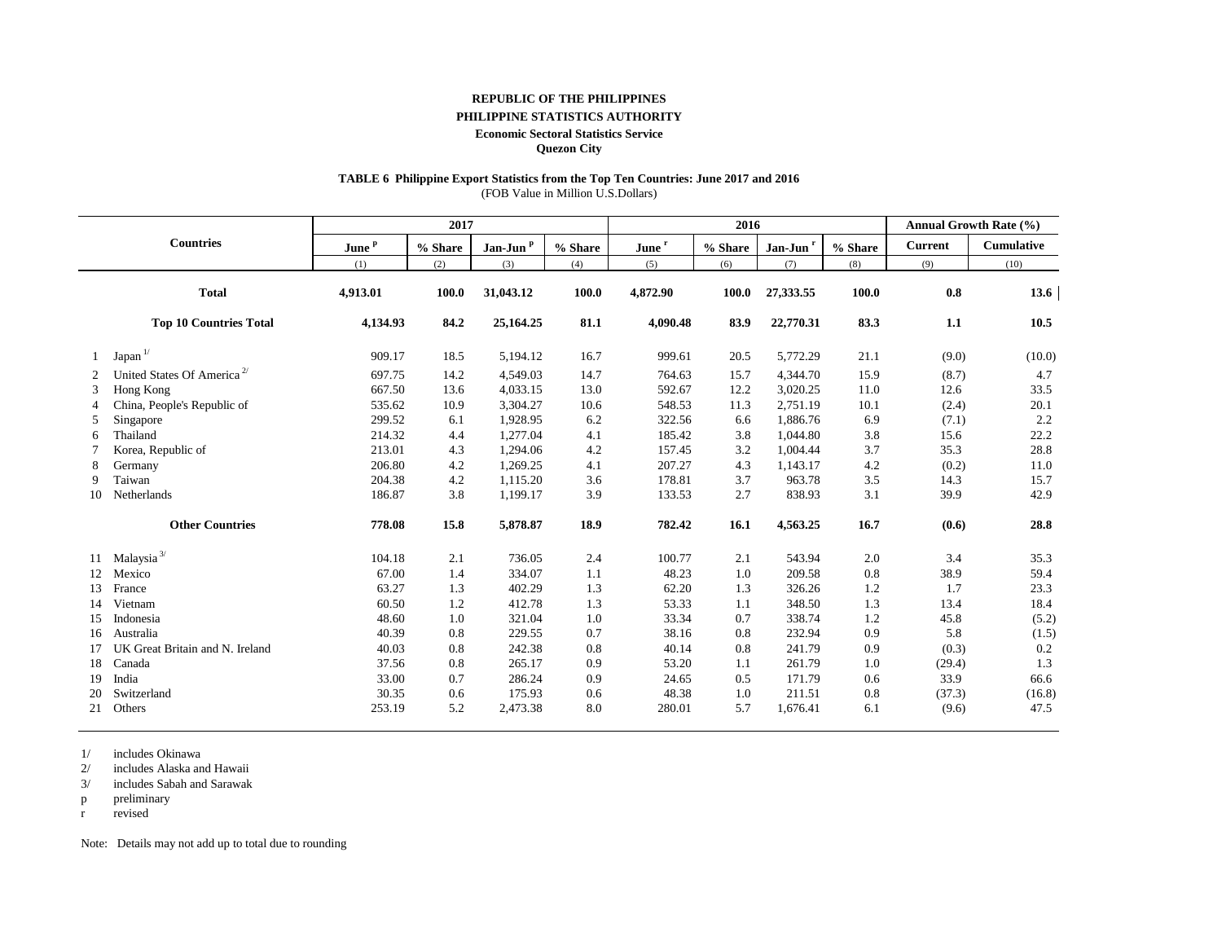**REPUBLIC OF THE PHILIPPINES**

**PHILIPPINE STATISTICS AUTHORITY**

**Economic Sectoral Statistics Service**

**Quezon City**

**TABLE 6 Philippine Export Statistics from the Top Ten Countries: June 2017 and 2016**

(FOB Value in Million U.S.Dollars)

| | Countries | 2017 | | | | 2016 | | | | Annual Growth Rate (%) | |
|---|---|---|---|---|---|---|---|---|---|---|---|
| | | June p | % Share | Jan-Jun p | % Share | June r | % Share | Jan-Jun r | % Share | Current | Cumulative |
| | | (1) | (2) | (3) | (4) | (5) | (6) | (7) | (8) | (9) | (10) |
| | **Total** | **4,913.01** | **100.0** | **31,043.12** | **100.0** | **4,872.90** | **100.0** | **27,333.55** | **100.0** | **0.8** | **13.6** |
| | **Top 10 Countries Total** | **4,134.93** | **84.2** | **25,164.25** | **81.1** | **4,090.48** | **83.9** | **22,770.31** | **83.3** | **1.1** | **10.5** |
| 1 | Japan 1/ | 909.17 | 18.5 | 5,194.12 | 16.7 | 999.61 | 20.5 | 5,772.29 | 21.1 | (9.0) | (10.0) |
| 2 | United States Of America 2/ | 697.75 | 14.2 | 4,549.03 | 14.7 | 764.63 | 15.7 | 4,344.70 | 15.9 | (8.7) | 4.7 |
| 3 | Hong Kong | 667.50 | 13.6 | 4,033.15 | 13.0 | 592.67 | 12.2 | 3,020.25 | 11.0 | 12.6 | 33.5 |
| 4 | China, People's Republic of | 535.62 | 10.9 | 3,304.27 | 10.6 | 548.53 | 11.3 | 2,751.19 | 10.1 | (2.4) | 20.1 |
| 5 | Singapore | 299.52 | 6.1 | 1,928.95 | 6.2 | 322.56 | 6.6 | 1,886.76 | 6.9 | (7.1) | 2.2 |
| 6 | Thailand | 214.32 | 4.4 | 1,277.04 | 4.1 | 185.42 | 3.8 | 1,044.80 | 3.8 | 15.6 | 22.2 |
| 7 | Korea, Republic of | 213.01 | 4.3 | 1,294.06 | 4.2 | 157.45 | 3.2 | 1,004.44 | 3.7 | 35.3 | 28.8 |
| 8 | Germany | 206.80 | 4.2 | 1,269.25 | 4.1 | 207.27 | 4.3 | 1,143.17 | 4.2 | (0.2) | 11.0 |
| 9 | Taiwan | 204.38 | 4.2 | 1,115.20 | 3.6 | 178.81 | 3.7 | 963.78 | 3.5 | 14.3 | 15.7 |
| 10 | Netherlands | 186.87 | 3.8 | 1,199.17 | 3.9 | 133.53 | 2.7 | 838.93 | 3.1 | 39.9 | 42.9 |
| | **Other Countries** | **778.08** | **15.8** | **5,878.87** | **18.9** | **782.42** | **16.1** | **4,563.25** | **16.7** | **(0.6)** | **28.8** |
| 11 | Malaysia 3/ | 104.18 | 2.1 | 736.05 | 2.4 | 100.77 | 2.1 | 543.94 | 2.0 | 3.4 | 35.3 |
| 12 | Mexico | 67.00 | 1.4 | 334.07 | 1.1 | 48.23 | 1.0 | 209.58 | 0.8 | 38.9 | 59.4 |
| 13 | France | 63.27 | 1.3 | 402.29 | 1.3 | 62.20 | 1.3 | 326.26 | 1.2 | 1.7 | 23.3 |
| 14 | Vietnam | 60.50 | 1.2 | 412.78 | 1.3 | 53.33 | 1.1 | 348.50 | 1.3 | 13.4 | 18.4 |
| 15 | Indonesia | 48.60 | 1.0 | 321.04 | 1.0 | 33.34 | 0.7 | 338.74 | 1.2 | 45.8 | (5.2) |
| 16 | Australia | 40.39 | 0.8 | 229.55 | 0.7 | 38.16 | 0.8 | 232.94 | 0.9 | 5.8 | (1.5) |
| 17 | UK Great Britain and N. Ireland | 40.03 | 0.8 | 242.38 | 0.8 | 40.14 | 0.8 | 241.79 | 0.9 | (0.3) | 0.2 |
| 18 | Canada | 37.56 | 0.8 | 265.17 | 0.9 | 53.20 | 1.1 | 261.79 | 1.0 | (29.4) | 1.3 |
| 19 | India | 33.00 | 0.7 | 286.24 | 0.9 | 24.65 | 0.5 | 171.79 | 0.6 | 33.9 | 66.6 |
| 20 | Switzerland | 30.35 | 0.6 | 175.93 | 0.6 | 48.38 | 1.0 | 211.51 | 0.8 | (37.3) | (16.8) |
| 21 | Others | 253.19 | 5.2 | 2,473.38 | 8.0 | 280.01 | 5.7 | 1,676.41 | 6.1 | (9.6) | 47.5 |

1/ includes Okinawa

2/ includes Alaska and Hawaii

3/ includes Sabah and Sarawak

p preliminary

r revised

Note: Details may not add up to total due to rounding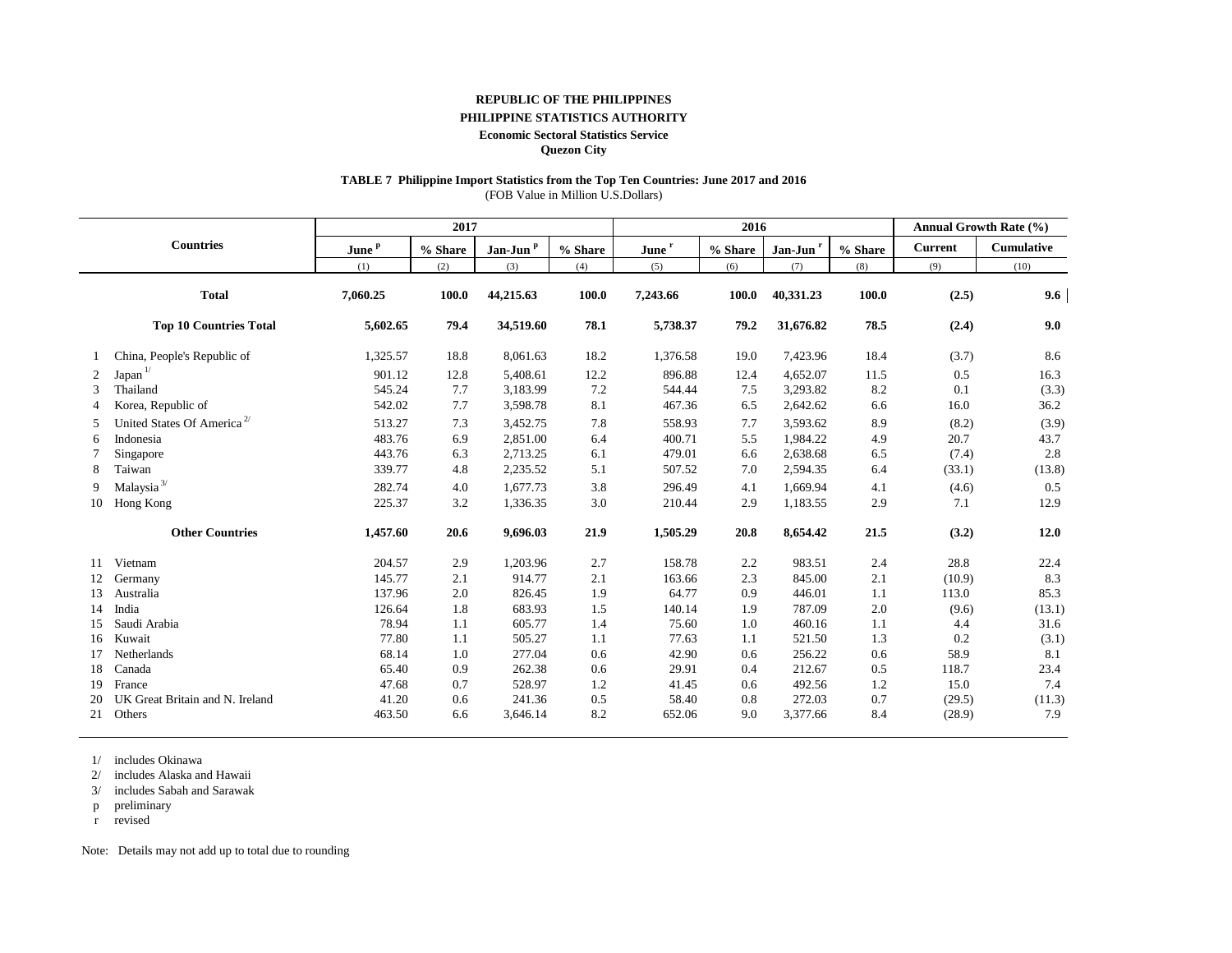**REPUBLIC OF THE PHILIPPINES**

**PHILIPPINE STATISTICS AUTHORITY**

**Economic Sectoral Statistics Service**

**Quezon City**

**TABLE 7 Philippine Import Statistics from the Top Ten Countries: June 2017 and 2016**

(FOB Value in Million U.S.Dollars)

| | Countries | 2017 | | | | 2016 | | | | Annual Growth Rate (%) | |
|---|---|---|---|---|---|---|---|---|---|---|---|
| | | June [p] | % Share | Jan-Jun [p] | % Share | June [r] | % Share | Jan-Jun [r] | % Share | Current | Cumulative |
| | | (1) | (2) | (3) | (4) | (5) | (6) | (7) | (8) | (9) | (10) |
| | **Total** | **7,060.25** | **100.0** | **44,215.63** | **100.0** | **7,243.66** | **100.0** | **40,331.23** | **100.0** | **(2.5)** | **9.6** |
| | **Top 10 Countries Total** | **5,602.65** | **79.4** | **34,519.60** | **78.1** | **5,738.37** | **79.2** | **31,676.82** | **78.5** | **(2.4)** | **9.0** |
| 1 | China, People's Republic of | 1,325.57 | 18.8 | 8,061.63 | 18.2 | 1,376.58 | 19.0 | 7,423.96 | 18.4 | (3.7) | 8.6 |
| 2 | Japan [1/] | 901.12 | 12.8 | 5,408.61 | 12.2 | 896.88 | 12.4 | 4,652.07 | 11.5 | 0.5 | 16.3 |
| 3 | Thailand | 545.24 | 7.7 | 3,183.99 | 7.2 | 544.44 | 7.5 | 3,293.82 | 8.2 | 0.1 | (3.3) |
| 4 | Korea, Republic of | 542.02 | 7.7 | 3,598.78 | 8.1 | 467.36 | 6.5 | 2,642.62 | 6.6 | 16.0 | 36.2 |
| 5 | United States Of America [2/] | 513.27 | 7.3 | 3,452.75 | 7.8 | 558.93 | 7.7 | 3,593.62 | 8.9 | (8.2) | (3.9) |
| 6 | Indonesia | 483.76 | 6.9 | 2,851.00 | 6.4 | 400.71 | 5.5 | 1,984.22 | 4.9 | 20.7 | 43.7 |
| 7 | Singapore | 443.76 | 6.3 | 2,713.25 | 6.1 | 479.01 | 6.6 | 2,638.68 | 6.5 | (7.4) | 2.8 |
| 8 | Taiwan | 339.77 | 4.8 | 2,235.52 | 5.1 | 507.52 | 7.0 | 2,594.35 | 6.4 | (33.1) | (13.8) |
| 9 | Malaysia [3/] | 282.74 | 4.0 | 1,677.73 | 3.8 | 296.49 | 4.1 | 1,669.94 | 4.1 | (4.6) | 0.5 |
| 10 | Hong Kong | 225.37 | 3.2 | 1,336.35 | 3.0 | 210.44 | 2.9 | 1,183.55 | 2.9 | 7.1 | 12.9 |
| | **Other Countries** | **1,457.60** | **20.6** | **9,696.03** | **21.9** | **1,505.29** | **20.8** | **8,654.42** | **21.5** | **(3.2)** | **12.0** |
| 11 | Vietnam | 204.57 | 2.9 | 1,203.96 | 2.7 | 158.78 | 2.2 | 983.51 | 2.4 | 28.8 | 22.4 |
| 12 | Germany | 145.77 | 2.1 | 914.77 | 2.1 | 163.66 | 2.3 | 845.00 | 2.1 | (10.9) | 8.3 |
| 13 | Australia | 137.96 | 2.0 | 826.45 | 1.9 | 64.77 | 0.9 | 446.01 | 1.1 | 113.0 | 85.3 |
| 14 | India | 126.64 | 1.8 | 683.93 | 1.5 | 140.14 | 1.9 | 787.09 | 2.0 | (9.6) | (13.1) |
| 15 | Saudi Arabia | 78.94 | 1.1 | 605.77 | 1.4 | 75.60 | 1.0 | 460.16 | 1.1 | 4.4 | 31.6 |
| 16 | Kuwait | 77.80 | 1.1 | 505.27 | 1.1 | 77.63 | 1.1 | 521.50 | 1.3 | 0.2 | (3.1) |
| 17 | Netherlands | 68.14 | 1.0 | 277.04 | 0.6 | 42.90 | 0.6 | 256.22 | 0.6 | 58.9 | 8.1 |
| 18 | Canada | 65.40 | 0.9 | 262.38 | 0.6 | 29.91 | 0.4 | 212.67 | 0.5 | 118.7 | 23.4 |
| 19 | France | 47.68 | 0.7 | 528.97 | 1.2 | 41.45 | 0.6 | 492.56 | 1.2 | 15.0 | 7.4 |
| 20 | UK Great Britain and N. Ireland | 41.20 | 0.6 | 241.36 | 0.5 | 58.40 | 0.8 | 272.03 | 0.7 | (29.5) | (11.3) |
| 21 | Others | 463.50 | 6.6 | 3,646.14 | 8.2 | 652.06 | 9.0 | 3,377.66 | 8.4 | (28.9) | 7.9 |

1/ includes Okinawa

2/ includes Alaska and Hawaii

3/ includes Sabah and Sarawak

p preliminary

r revised

Note: Details may not add up to total due to rounding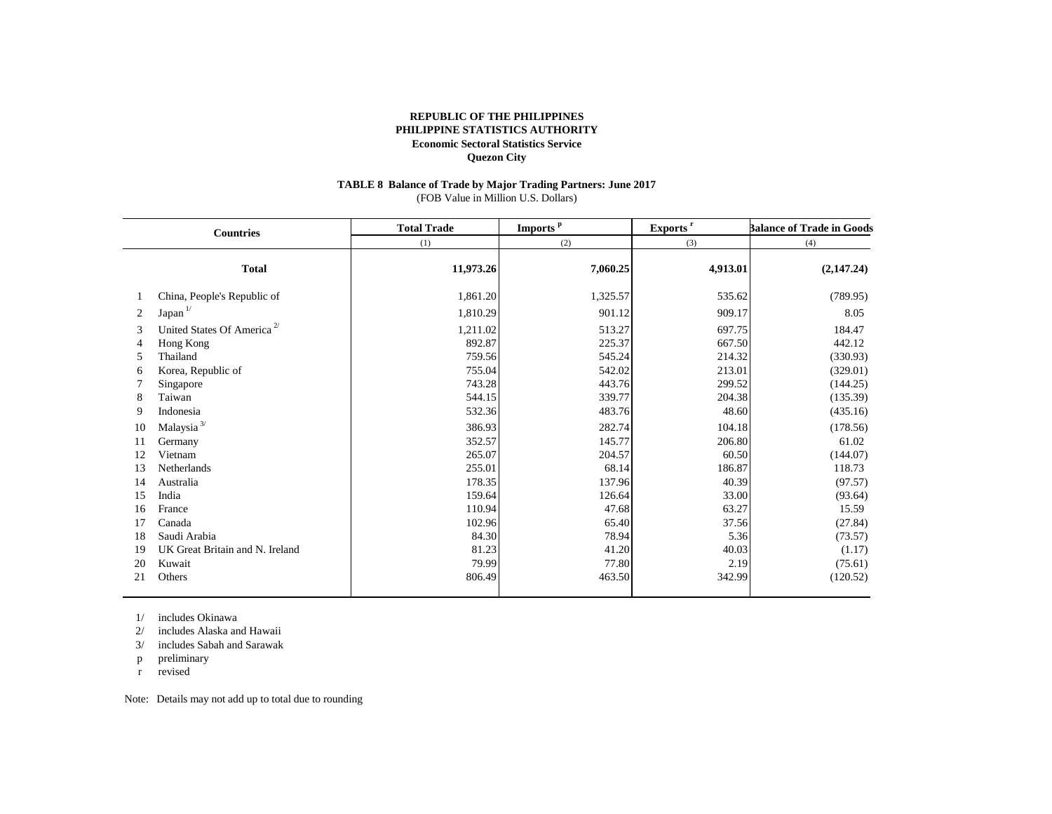**REPUBLIC OF THE PHILIPPINES**
**PHILIPPINE STATISTICS AUTHORITY**
**Economic Sectoral Statistics Service**
**Quezon City**

**TABLE 8 Balance of Trade by Major Trading Partners: June 2017**
(FOB Value in Million U.S. Dollars)

| | Countries | Total Trade | Imports [p] | Exports [r] | Balance of Trade in Goods |
|---|---|---|---|---|---|
| | | (1) | (2) | (3) | (4) |
| | **Total** | **11,973.26** | **7,060.25** | **4,913.01** | **(2,147.24)** |
| 1 | China, People's Republic of | 1,861.20 | 1,325.57 | 535.62 | (789.95) |
| 2 | Japan [1/] | 1,810.29 | 901.12 | 909.17 | 8.05 |
| 3 | United States Of America [2/] | 1,211.02 | 513.27 | 697.75 | 184.47 |
| 4 | Hong Kong | 892.87 | 225.37 | 667.50 | 442.12 |
| 5 | Thailand | 759.56 | 545.24 | 214.32 | (330.93) |
| 6 | Korea, Republic of | 755.04 | 542.02 | 213.01 | (329.01) |
| 7 | Singapore | 743.28 | 443.76 | 299.52 | (144.25) |
| 8 | Taiwan | 544.15 | 339.77 | 204.38 | (135.39) |
| 9 | Indonesia | 532.36 | 483.76 | 48.60 | (435.16) |
| 10 | Malaysia [3/] | 386.93 | 282.74 | 104.18 | (178.56) |
| 11 | Germany | 352.57 | 145.77 | 206.80 | 61.02 |
| 12 | Vietnam | 265.07 | 204.57 | 60.50 | (144.07) |
| 13 | Netherlands | 255.01 | 68.14 | 186.87 | 118.73 |
| 14 | Australia | 178.35 | 137.96 | 40.39 | (97.57) |
| 15 | India | 159.64 | 126.64 | 33.00 | (93.64) |
| 16 | France | 110.94 | 47.68 | 63.27 | 15.59 |
| 17 | Canada | 102.96 | 65.40 | 37.56 | (27.84) |
| 18 | Saudi Arabia | 84.30 | 78.94 | 5.36 | (73.57) |
| 19 | UK Great Britain and N. Ireland | 81.23 | 41.20 | 40.03 | (1.17) |
| 20 | Kuwait | 79.99 | 77.80 | 2.19 | (75.61) |
| 21 | Others | 806.49 | 463.50 | 342.99 | (120.52) |

1/ includes Okinawa
2/ includes Alaska and Hawaii
3/ includes Sabah and Sarawak
p preliminary
r revised

Note: Details may not add up to total due to rounding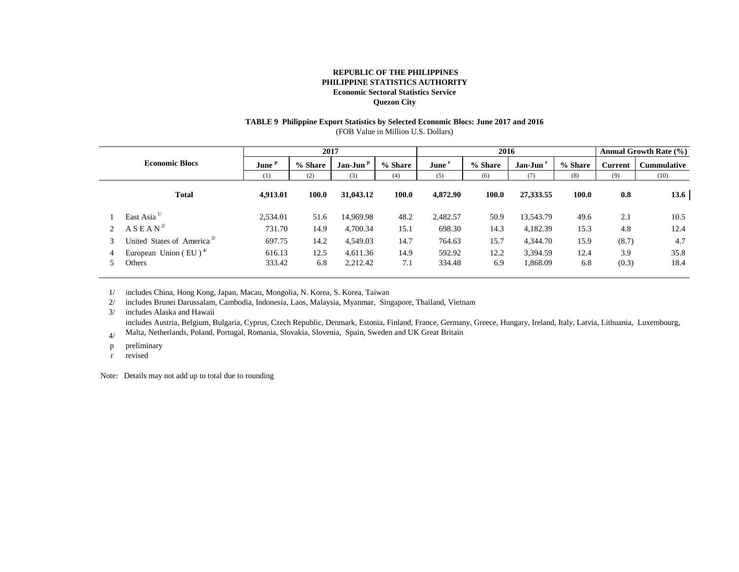**REPUBLIC OF THE PHILIPPINES**
**PHILIPPINE STATISTICS AUTHORITY**
**Economic Sectoral Statistics Service**
**Quezon City**

**TABLE 9 Philippine Export Statistics by Selected Economic Blocs: June 2017 and 2016**
(FOB Value in Million U.S. Dollars)

| | Economic Blocs | 2017 | | | | 2016 | | | | Annual Growth Rate (%) | |
|---|---|---|---|---|---|---|---|---|---|---|---|
| | | June [p] | % Share | Jan-Jun [p] | % Share | June [r] | % Share | Jan-Jun [r] | % Share | Current | Cummulative |
| | | (1) | (2) | (3) | (4) | (5) | (6) | (7) | (8) | (9) | (10) |
| | **Total** | **4,913.01** | **100.0** | **31,043.12** | **100.0** | **4,872.90** | **100.0** | **27,333.55** | **100.0** | **0.8** | **13.6** |
| 1 | East Asia [1/] | 2,534.01 | 51.6 | 14,969.98 | 48.2 | 2,482.57 | 50.9 | 13,543.79 | 49.6 | 2.1 | 10.5 |
| 2 | A S E A N [2/] | 731.70 | 14.9 | 4,700.34 | 15.1 | 698.30 | 14.3 | 4,182.39 | 15.3 | 4.8 | 12.4 |
| 3 | United States of America [3/] | 697.75 | 14.2 | 4,549.03 | 14.7 | 764.63 | 15.7 | 4,344.70 | 15.9 | (8.7) | 4.7 |
| 4 | European Union ( EU ) [4/] | 616.13 | 12.5 | 4,611.36 | 14.9 | 592.92 | 12.2 | 3,394.59 | 12.4 | 3.9 | 35.8 |
| 5 | Others | 333.42 | 6.8 | 2,212.42 | 7.1 | 334.48 | 6.9 | 1,868.09 | 6.8 | (0.3) | 18.4 |

1/ includes China, Hong Kong, Japan, Macau, Mongolia, N. Korea, S. Korea, Taiwan

2/ includes Brunei Darussalam, Cambodia, Indonesia, Laos, Malaysia, Myanmar, Singapore, Thailand, Vietnam

3/ includes Alaska and Hawaii

4/ includes Austria, Belgium, Bulgaria, Cyprus, Czech Republic, Denmark, Estonia, Finland, France, Germany, Greece, Hungary, Ireland, Italy, Latvia, Lithuania, Luxembourg, Malta, Netherlands, Poland, Portugal, Romania, Slovakia, Slovenia, Spain, Sweden and UK Great Britain

p preliminary

r revised

Note: Details may not add up to total due to rounding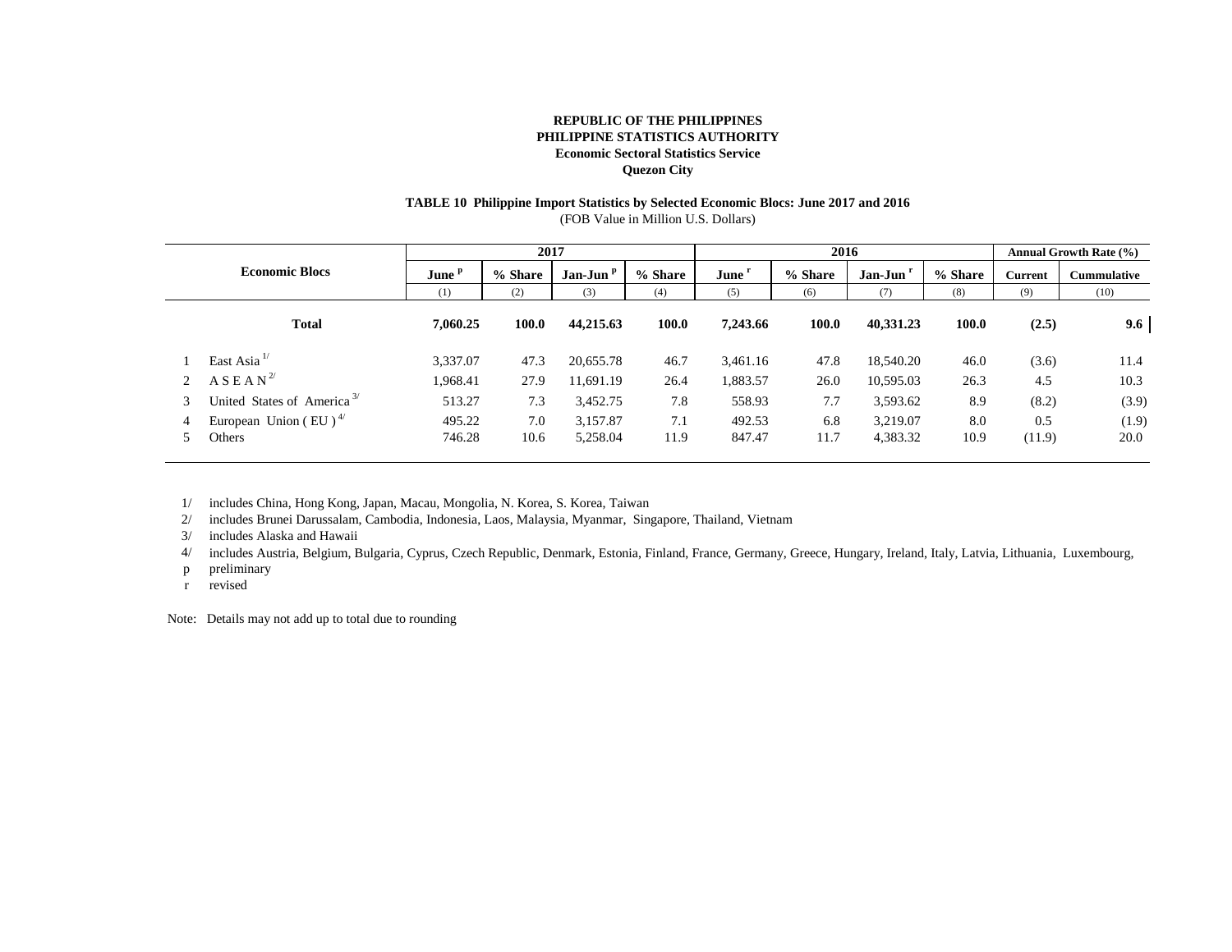**REPUBLIC OF THE PHILIPPINES**
**PHILIPPINE STATISTICS AUTHORITY**
**Economic Sectoral Statistics Service**
**Quezon City**

**TABLE 10 Philippine Import Statistics by Selected Economic Blocs: June 2017 and 2016**
(FOB Value in Million U.S. Dollars)

| | Economic Blocs | 2017 | | | | 2016 | | | | Annual Growth Rate (%) | |
|---|---|---|---|---|---|---|---|---|---|---|---|
| | | June [p] | % Share | Jan-Jun [p] | % Share | June [r] | % Share | Jan-Jun [r] | % Share | Current | Cummulative |
| | | (1) | (2) | (3) | (4) | (5) | (6) | (7) | (8) | (9) | (10) |
| | **Total** | **7,060.25** | **100.0** | **44,215.63** | **100.0** | **7,243.66** | **100.0** | **40,331.23** | **100.0** | **(2.5)** | **9.6** |
| 1 | East Asia [1/] | 3,337.07 | 47.3 | 20,655.78 | 46.7 | 3,461.16 | 47.8 | 18,540.20 | 46.0 | (3.6) | 11.4 |
| 2 | A S E A N [2/] | 1,968.41 | 27.9 | 11,691.19 | 26.4 | 1,883.57 | 26.0 | 10,595.03 | 26.3 | 4.5 | 10.3 |
| 3 | United States of America [3/] | 513.27 | 7.3 | 3,452.75 | 7.8 | 558.93 | 7.7 | 3,593.62 | 8.9 | (8.2) | (3.9) |
| 4 | European Union ( EU ) [4/] | 495.22 | 7.0 | 3,157.87 | 7.1 | 492.53 | 6.8 | 3,219.07 | 8.0 | 0.5 | (1.9) |
| 5 | Others | 746.28 | 10.6 | 5,258.04 | 11.9 | 847.47 | 11.7 | 4,383.32 | 10.9 | (11.9) | 20.0 |

1/ includes China, Hong Kong, Japan, Macau, Mongolia, N. Korea, S. Korea, Taiwan
2/ includes Brunei Darussalam, Cambodia, Indonesia, Laos, Malaysia, Myanmar, Singapore, Thailand, Vietnam
3/ includes Alaska and Hawaii
4/ includes Austria, Belgium, Bulgaria, Cyprus, Czech Republic, Denmark, Estonia, Finland, France, Germany, Greece, Hungary, Ireland, Italy, Latvia, Lithuania, Luxembourg,
p preliminary
r revised

Note: Details may not add up to total due to rounding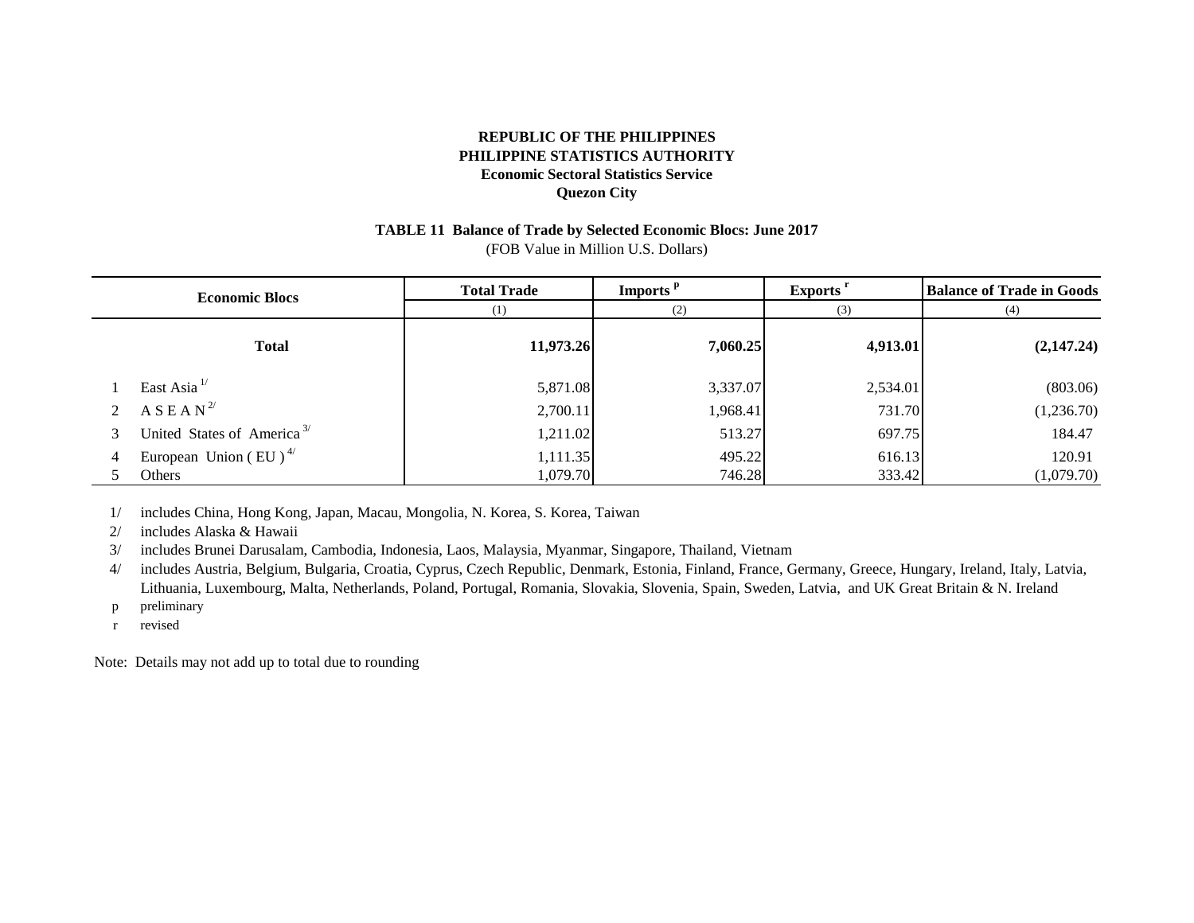**REPUBLIC OF THE PHILIPPINES**
**PHILIPPINE STATISTICS AUTHORITY**
**Economic Sectoral Statistics Service**
**Quezon City**

**TABLE 11 Balance of Trade by Selected Economic Blocs: June 2017**
(FOB Value in Million U.S. Dollars)

| | Economic Blocs | Total Trade | Imports [p] | Exports [r] | Balance of Trade in Goods |
|---|---|---|---|---|---|
| | | (1) | (2) | (3) | (4) |
| | **Total** | **11,973.26** | **7,060.25** | **4,913.01** | **(2,147.24)** |
| 1 | East Asia [1/] | 5,871.08 | 3,337.07 | 2,534.01 | (803.06) |
| 2 | A S E A N [2/] | 2,700.11 | 1,968.41 | 731.70 | (1,236.70) |
| 3 | United States of America [3/] | 1,211.02 | 513.27 | 697.75 | 184.47 |
| 4 | European Union ( EU ) [4/] | 1,111.35 | 495.22 | 616.13 | 120.91 |
| 5 | Others | 1,079.70 | 746.28 | 333.42 | (1,079.70) |

1/ includes China, Hong Kong, Japan, Macau, Mongolia, N. Korea, S. Korea, Taiwan

2/ includes Alaska & Hawaii

3/ includes Brunei Darusalam, Cambodia, Indonesia, Laos, Malaysia, Myanmar, Singapore, Thailand, Vietnam

4/ includes Austria, Belgium, Bulgaria, Croatia, Cyprus, Czech Republic, Denmark, Estonia, Finland, France, Germany, Greece, Hungary, Ireland, Italy, Latvia, Lithuania, Luxembourg, Malta, Netherlands, Poland, Portugal, Romania, Slovakia, Slovenia, Spain, Sweden, Latvia, and UK Great Britain & N. Ireland

p preliminary

r revised

Note: Details may not add up to total due to rounding